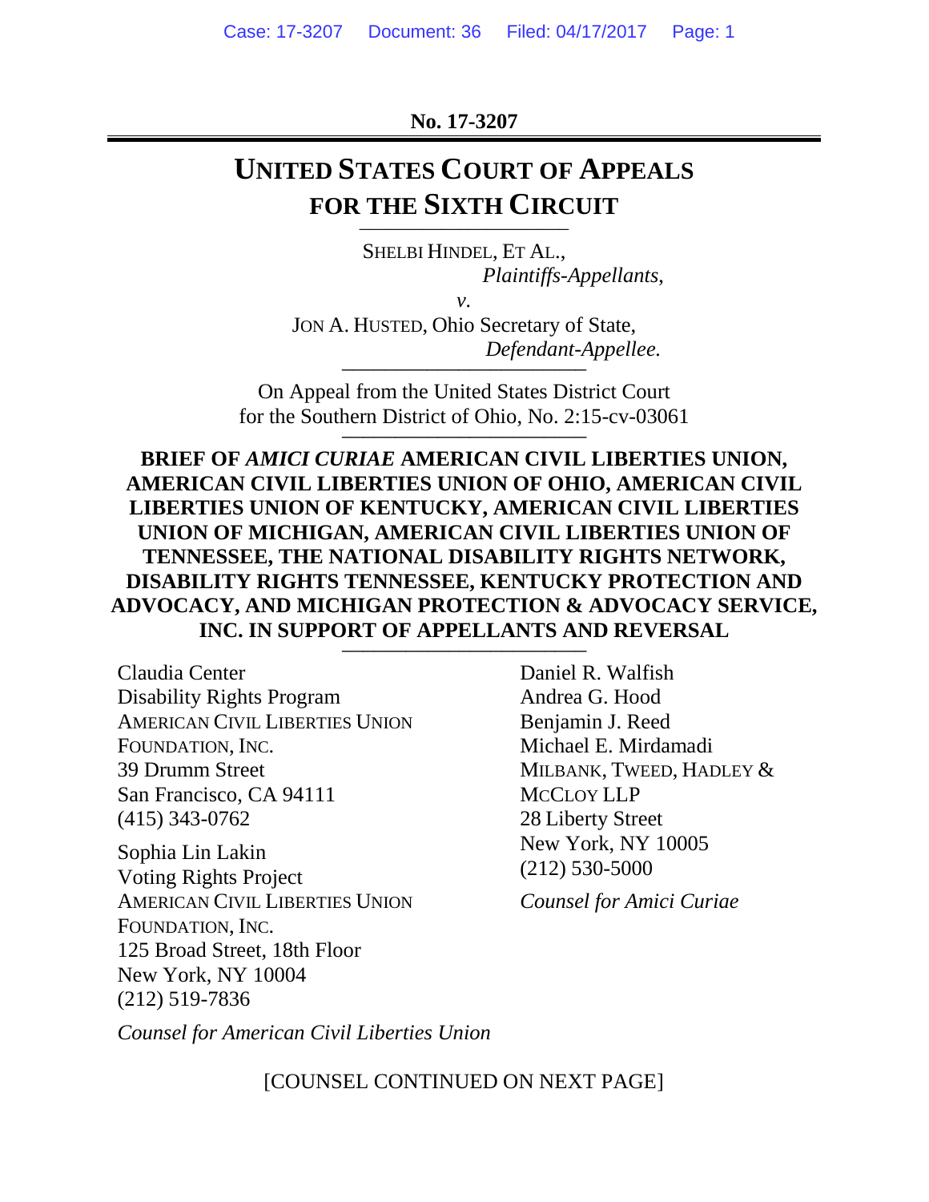No. 17-3207

# UNITED STATES COURT OF APPEALS FOR THE SIXTH CIRCUIT

SHELBI HINDEL, ET AL.,
*Plaintiffs-Appellants,*

*v.*

JON A. HUSTED, Ohio Secretary of State,
*Defendant-Appellee.*

On Appeal from the United States District Court for the Southern District of Ohio, No. 2:15-cv-03061

**BRIEF OF *AMICI CURIAE* AMERICAN CIVIL LIBERTIES UNION, AMERICAN CIVIL LIBERTIES UNION OF OHIO, AMERICAN CIVIL LIBERTIES UNION OF KENTUCKY, AMERICAN CIVIL LIBERTIES UNION OF MICHIGAN, AMERICAN CIVIL LIBERTIES UNION OF TENNESSEE, THE NATIONAL DISABILITY RIGHTS NETWORK, DISABILITY RIGHTS TENNESSEE, KENTUCKY PROTECTION AND ADVOCACY, AND MICHIGAN PROTECTION & ADVOCACY SERVICE, INC. IN SUPPORT OF APPELLANTS AND REVERSAL**

Claudia Center
Disability Rights Program
AMERICAN CIVIL LIBERTIES UNION FOUNDATION, INC.
39 Drumm Street
San Francisco, CA 94111
(415) 343-0762

Sophia Lin Lakin
Voting Rights Project
AMERICAN CIVIL LIBERTIES UNION FOUNDATION, INC.
125 Broad Street, 18th Floor
New York, NY 10004
(212) 519-7836

*Counsel for American Civil Liberties Union*

Daniel R. Walfish
Andrea G. Hood
Benjamin J. Reed
Michael E. Mirdamadi
MILBANK, TWEED, HADLEY & MCCLOY LLP
28 Liberty Street
New York, NY 10005
(212) 530-5000

*Counsel for Amici Curiae*

[COUNSEL CONTINUED ON NEXT PAGE]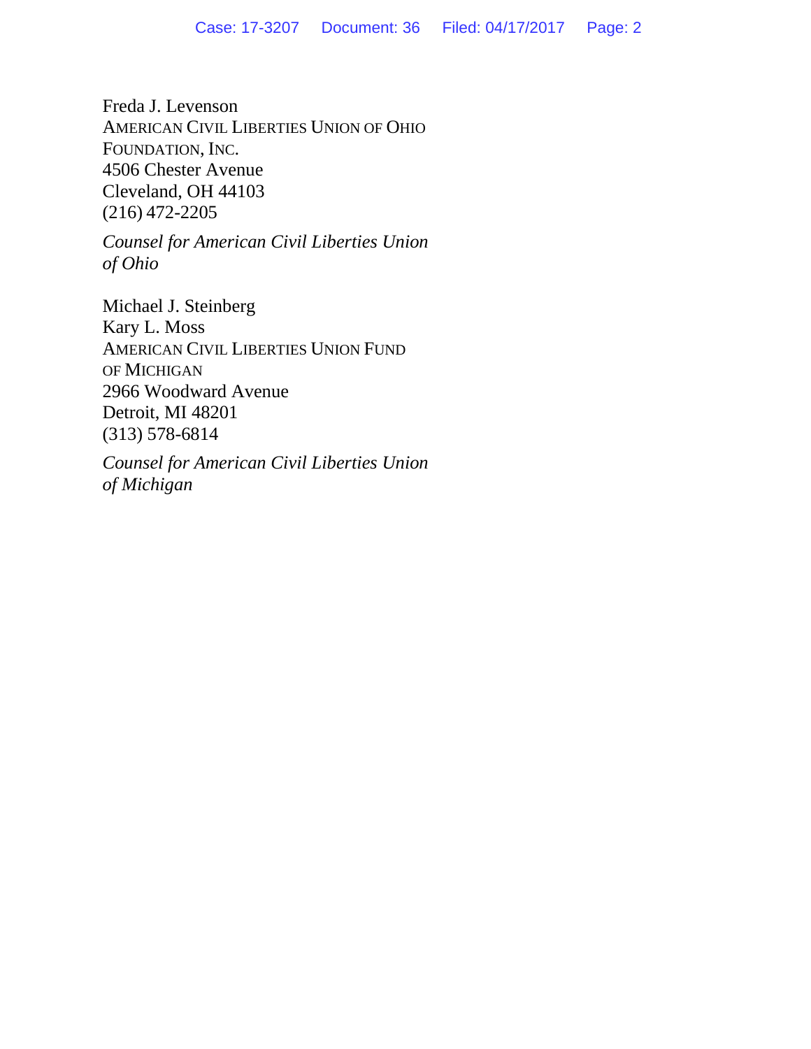Freda J. Levenson
AMERICAN CIVIL LIBERTIES UNION OF OHIO
FOUNDATION, INC.
4506 Chester Avenue
Cleveland, OH 44103
(216) 472-2205

*Counsel for American Civil Liberties Union of Ohio*

Michael J. Steinberg
Kary L. Moss
AMERICAN CIVIL LIBERTIES UNION FUND
OF MICHIGAN
2966 Woodward Avenue
Detroit, MI 48201
(313) 578-6814

*Counsel for American Civil Liberties Union of Michigan*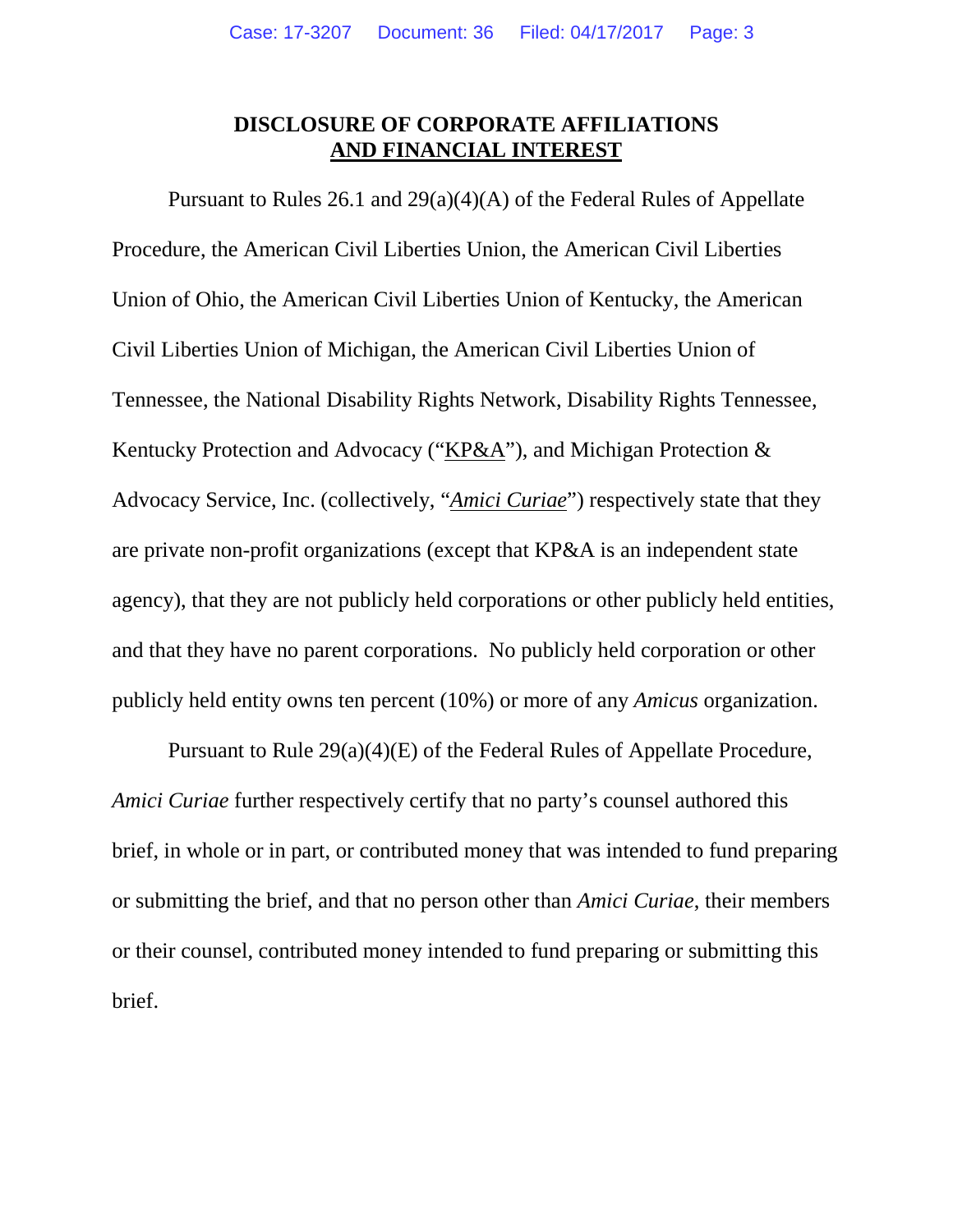# DISCLOSURE OF CORPORATE AFFILIATIONS AND FINANCIAL INTEREST

Pursuant to Rules 26.1 and 29(a)(4)(A) of the Federal Rules of Appellate Procedure, the American Civil Liberties Union, the American Civil Liberties Union of Ohio, the American Civil Liberties Union of Kentucky, the American Civil Liberties Union of Michigan, the American Civil Liberties Union of Tennessee, the National Disability Rights Network, Disability Rights Tennessee, Kentucky Protection and Advocacy ("KP&A"), and Michigan Protection & Advocacy Service, Inc. (collectively, "*Amici Curiae*") respectively state that they are private non-profit organizations (except that KP&A is an independent state agency), that they are not publicly held corporations or other publicly held entities, and that they have no parent corporations. No publicly held corporation or other publicly held entity owns ten percent (10%) or more of any *Amicus* organization.

Pursuant to Rule 29(a)(4)(E) of the Federal Rules of Appellate Procedure, *Amici Curiae* further respectively certify that no party's counsel authored this brief, in whole or in part, or contributed money that was intended to fund preparing or submitting the brief, and that no person other than *Amici Curiae*, their members or their counsel, contributed money intended to fund preparing or submitting this brief.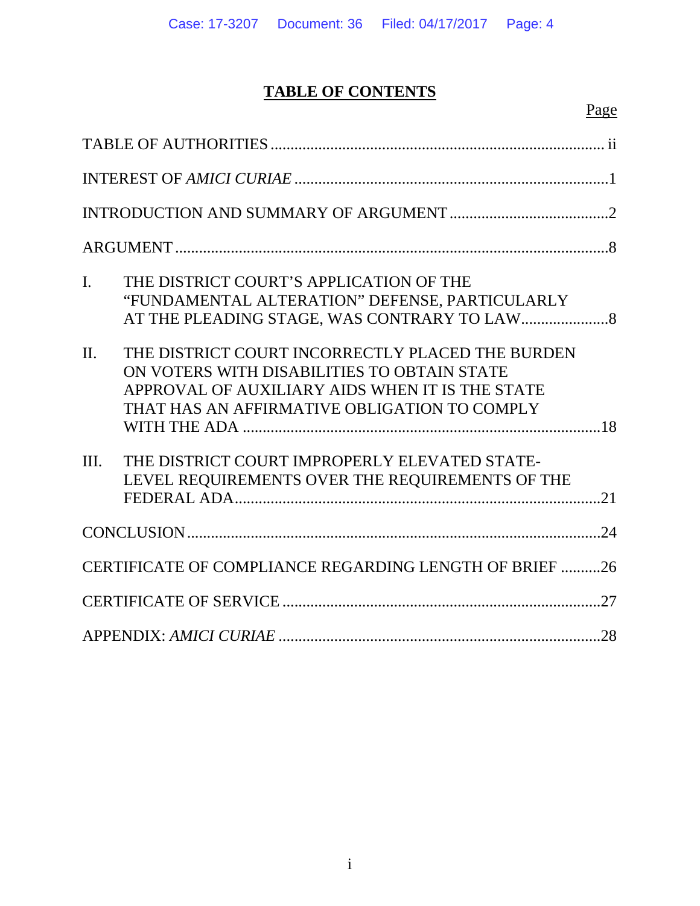## TABLE OF CONTENTS

| | Page |
|---|---|
| TABLE OF AUTHORITIES | ii |
| INTEREST OF *AMICI CURIAE* | 1 |
| INTRODUCTION AND SUMMARY OF ARGUMENT | 2 |
| ARGUMENT | 8 |
| I. THE DISTRICT COURT'S APPLICATION OF THE "FUNDAMENTAL ALTERATION" DEFENSE, PARTICULARLY AT THE PLEADING STAGE, WAS CONTRARY TO LAW | 8 |
| II. THE DISTRICT COURT INCORRECTLY PLACED THE BURDEN ON VOTERS WITH DISABILITIES TO OBTAIN STATE APPROVAL OF AUXILIARY AIDS WHEN IT IS THE STATE THAT HAS AN AFFIRMATIVE OBLIGATION TO COMPLY WITH THE ADA | 18 |
| III. THE DISTRICT COURT IMPROPERLY ELEVATED STATE-LEVEL REQUIREMENTS OVER THE REQUIREMENTS OF THE FEDERAL ADA | 21 |
| CONCLUSION | 24 |
| CERTIFICATE OF COMPLIANCE REGARDING LENGTH OF BRIEF | 26 |
| CERTIFICATE OF SERVICE | 27 |
| APPENDIX: *AMICI CURIAE* | 28 |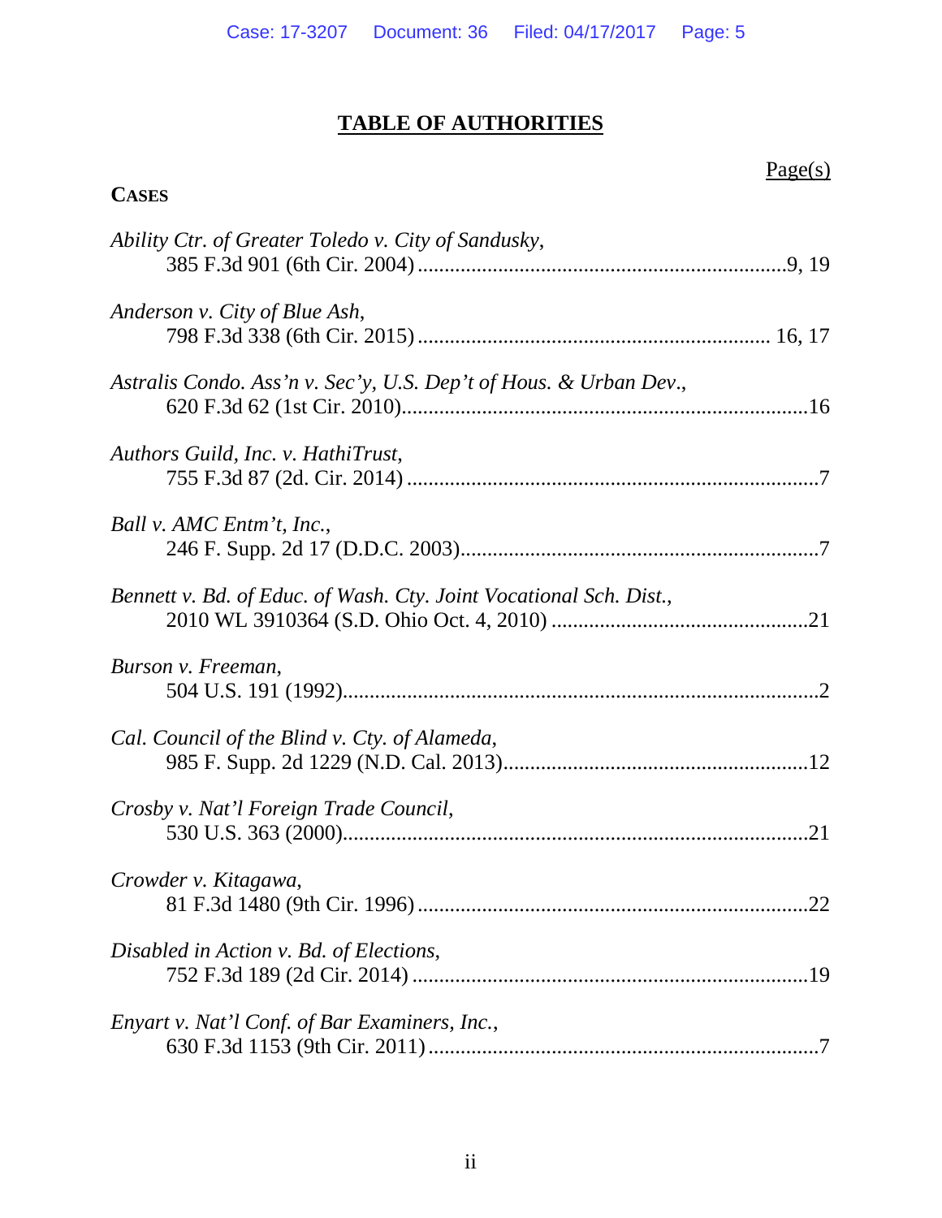## TABLE OF AUTHORITIES

Page(s)

**CASES**

*Ability Ctr. of Greater Toledo v. City of Sandusky*,
385 F.3d 901 (6th Cir. 2004) ....................................................................9, 19

*Anderson v. City of Blue Ash*,
798 F.3d 338 (6th Cir. 2015) ................................................................ 16, 17

*Astralis Condo. Ass'n v. Sec'y, U.S. Dep't of Hous. & Urban Dev.*,
620 F.3d 62 (1st Cir. 2010)...........................................................................16

*Authors Guild, Inc. v. HathiTrust*,
755 F.3d 87 (2d. Cir. 2014) ............................................................................7

*Ball v. AMC Entm't, Inc.*,
246 F. Supp. 2d 17 (D.D.C. 2003)..................................................................7

*Bennett v. Bd. of Educ. of Wash. Cty. Joint Vocational Sch. Dist.*,
2010 WL 3910364 (S.D. Ohio Oct. 4, 2010) ...............................................21

*Burson v. Freeman*,
504 U.S. 191 (1992).........................................................................................2

*Cal. Council of the Blind v. Cty. of Alameda*,
985 F. Supp. 2d 1229 (N.D. Cal. 2013)........................................................12

*Crosby v. Nat'l Foreign Trade Council*,
530 U.S. 363 (2000).......................................................................................21

*Crowder v. Kitagawa*,
81 F.3d 1480 (9th Cir. 1996) ........................................................................22

*Disabled in Action v. Bd. of Elections*,
752 F.3d 189 (2d Cir. 2014) ..........................................................................19

*Enyart v. Nat'l Conf. of Bar Examiners, Inc.*,
630 F.3d 1153 (9th Cir. 2011) ........................................................................7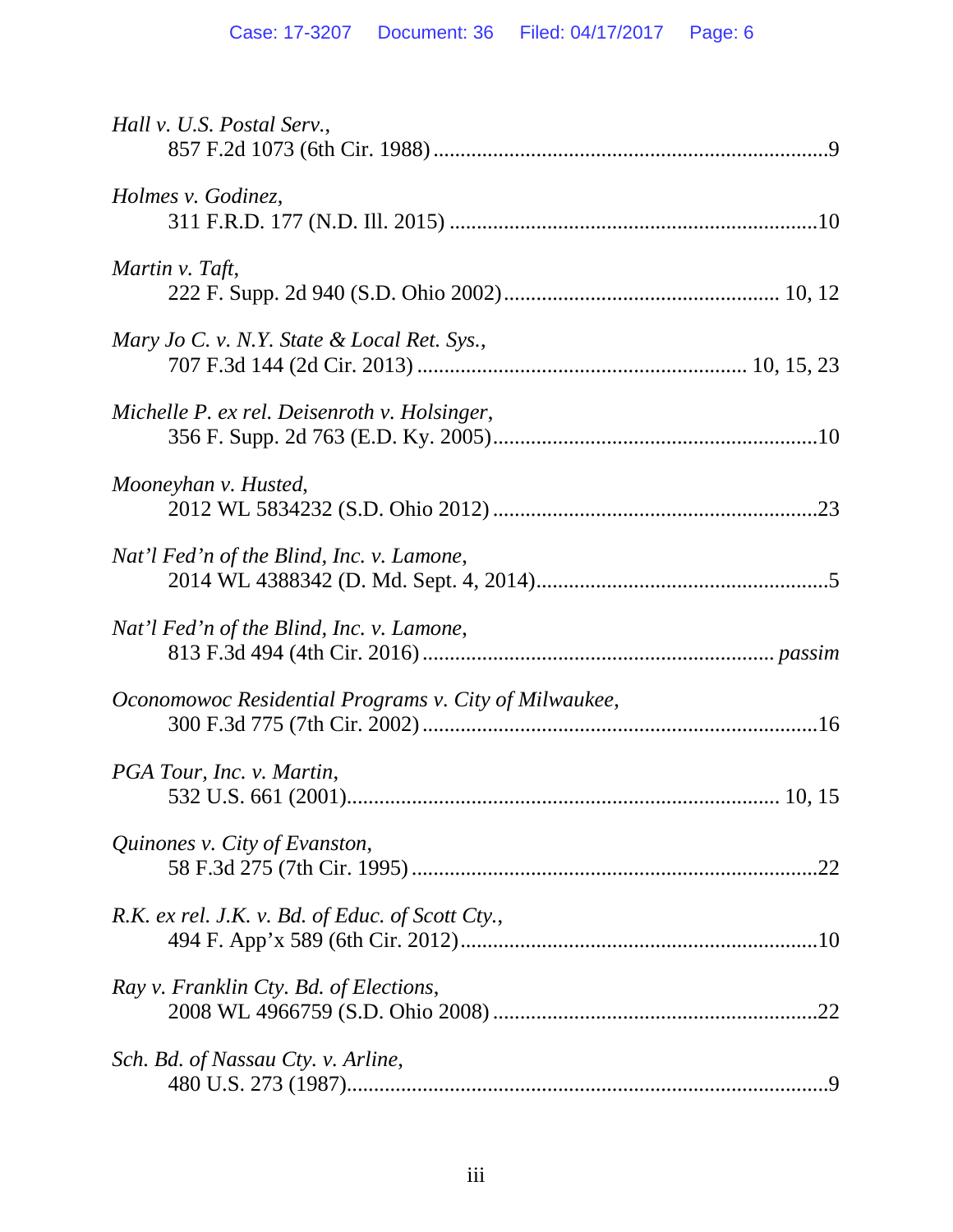*Hall v. U.S. Postal Serv.*,
857 F.2d 1073 (6th Cir. 1988) ........................................................................9

*Holmes v. Godinez*,
311 F.R.D. 177 (N.D. Ill. 2015) ....................................................................10

*Martin v. Taft*,
222 F. Supp. 2d 940 (S.D. Ohio 2002).................................................. 10, 12

*Mary Jo C. v. N.Y. State & Local Ret. Sys.*,
707 F.3d 144 (2d Cir. 2013) ............................................................ 10, 15, 23

*Michelle P. ex rel. Deisenroth v. Holsinger*,
356 F. Supp. 2d 763 (E.D. Ky. 2005)............................................................10

*Mooneyhan v. Husted*,
2012 WL 5834232 (S.D. Ohio 2012) ............................................................23

*Nat'l Fed'n of the Blind, Inc. v. Lamone*,
2014 WL 4388342 (D. Md. Sept. 4, 2014)......................................................5

*Nat'l Fed'n of the Blind, Inc. v. Lamone*,
813 F.3d 494 (4th Cir. 2016) ................................................................ *passim*

*Oconomowoc Residential Programs v. City of Milwaukee*,
300 F.3d 775 (7th Cir. 2002) ........................................................................16

*PGA Tour, Inc. v. Martin*,
532 U.S. 661 (2001)................................................................................ 10, 15

*Quinones v. City of Evanston*,
58 F.3d 275 (7th Cir. 1995) ..........................................................................22

*R.K. ex rel. J.K. v. Bd. of Educ. of Scott Cty.*,
494 F. App'x 589 (6th Cir. 2012).................................................................10

*Ray v. Franklin Cty. Bd. of Elections*,
2008 WL 4966759 (S.D. Ohio 2008) ............................................................22

*Sch. Bd. of Nassau Cty. v. Arline*,
480 U.S. 273 (1987)........................................................................................9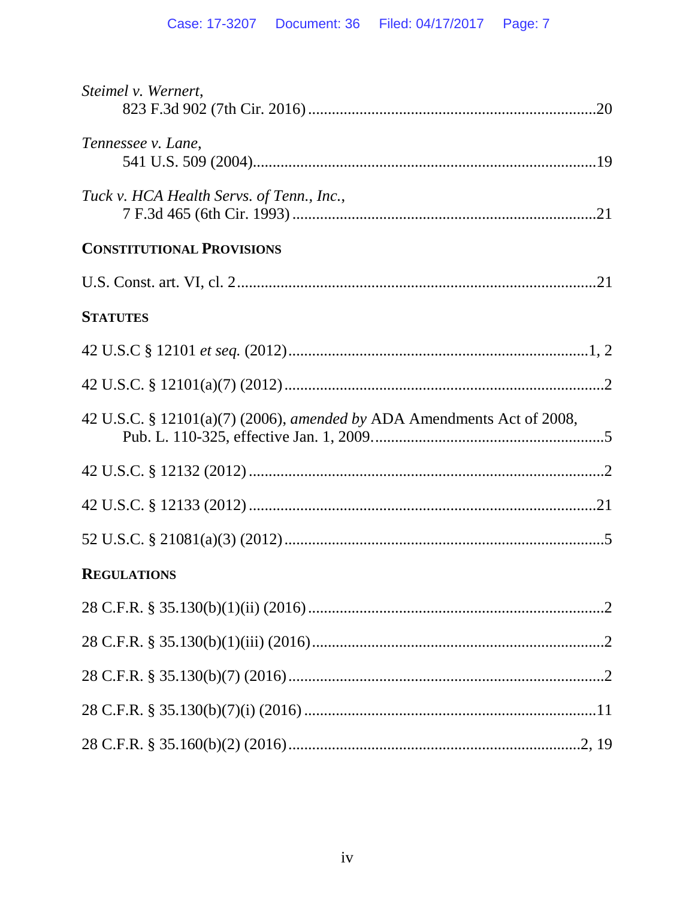*Steimel v. Wernert*,
823 F.3d 902 (7th Cir. 2016) ........................................................................20

*Tennessee v. Lane*,
541 U.S. 509 (2004)......................................................................................19

*Tuck v. HCA Health Servs. of Tenn., Inc.*,
7 F.3d 465 (6th Cir. 1993) ............................................................................21

## CONSTITUTIONAL PROVISIONS

U.S. Const. art. VI, cl. 2 ..........................................................................................21

## STATUTES

42 U.S.C § 12101 *et seq.* (2012)............................................................................1, 2

42 U.S.C. § 12101(a)(7) (2012) ................................................................................2

42 U.S.C. § 12101(a)(7) (2006), *amended by* ADA Amendments Act of 2008, Pub. L. 110-325, effective Jan. 1, 2009...........................................................5

42 U.S.C. § 12132 (2012) ........................................................................................2

42 U.S.C. § 12133 (2012) ........................................................................................21

52 U.S.C. § 21081(a)(3) (2012) ................................................................................5

## REGULATIONS

28 C.F.R. § 35.130(b)(1)(ii) (2016) ..........................................................................2

28 C.F.R. § 35.130(b)(1)(iii) (2016).........................................................................2

28 C.F.R. § 35.130(b)(7) (2016) ...............................................................................2

28 C.F.R. § 35.130(b)(7)(i) (2016) ..........................................................................11

28 C.F.R. § 35.160(b)(2) (2016)..........................................................................2, 19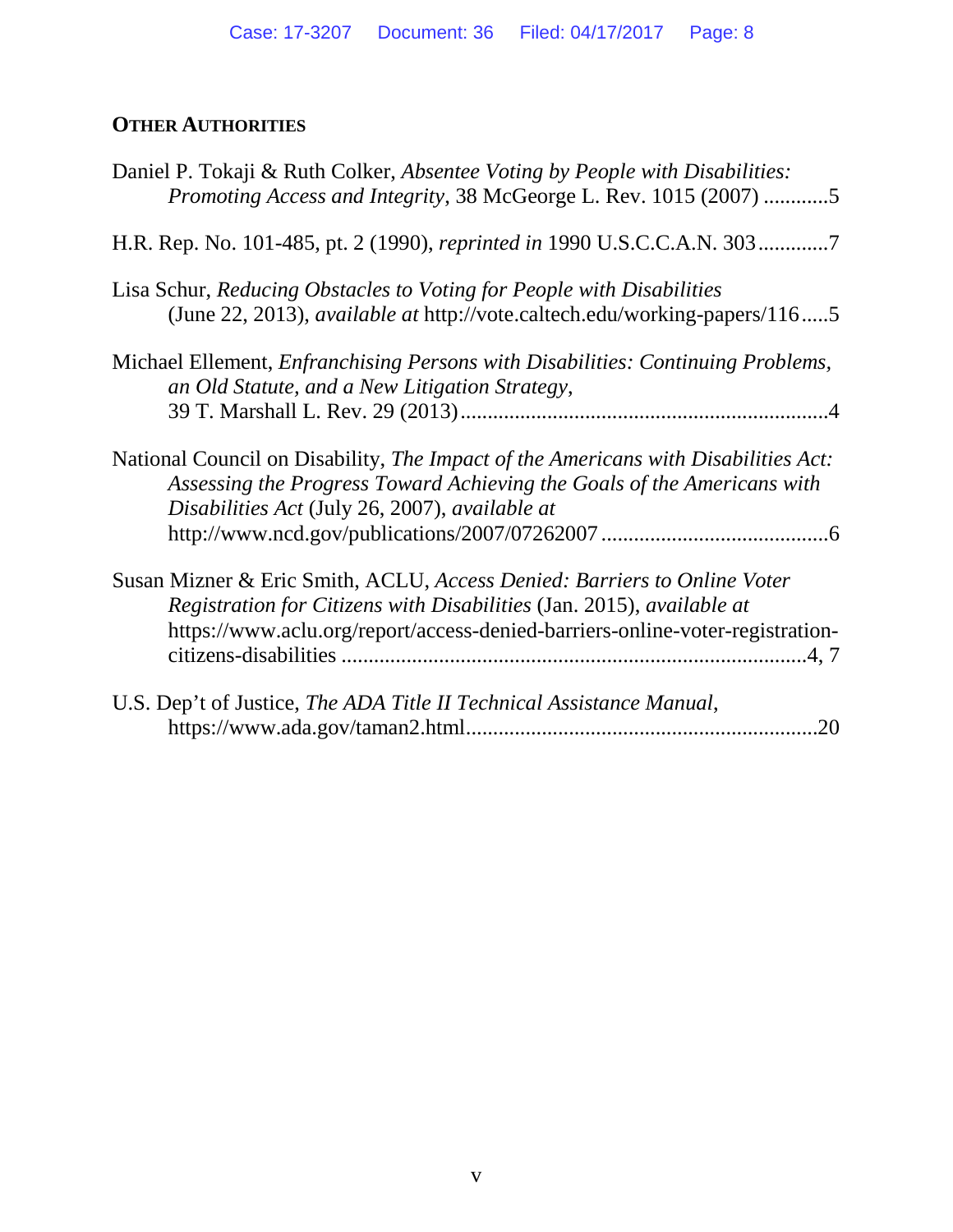**OTHER AUTHORITIES**

Daniel P. Tokaji & Ruth Colker, *Absentee Voting by People with Disabilities: Promoting Access and Integrity*, 38 McGeorge L. Rev. 1015 (2007) ............5

H.R. Rep. No. 101-485, pt. 2 (1990), *reprinted in* 1990 U.S.C.C.A.N. 303.............7

Lisa Schur, *Reducing Obstacles to Voting for People with Disabilities* (June 22, 2013), *available at* http://vote.caltech.edu/working-papers/116.....5

Michael Ellement, *Enfranchising Persons with Disabilities: Continuing Problems, an Old Statute, and a New Litigation Strategy*, 39 T. Marshall L. Rev. 29 (2013)....................................................................4

National Council on Disability, *The Impact of the Americans with Disabilities Act: Assessing the Progress Toward Achieving the Goals of the Americans with Disabilities Act* (July 26, 2007), *available at* http://www.ncd.gov/publications/2007/07262007..........................................6

Susan Mizner & Eric Smith, ACLU, *Access Denied: Barriers to Online Voter Registration for Citizens with Disabilities* (Jan. 2015), *available at* https://www.aclu.org/report/access-denied-barriers-online-voter-registration-citizens-disabilities .....................................................................................4, 7

U.S. Dep't of Justice, *The ADA Title II Technical Assistance Manual*, https://www.ada.gov/taman2.html................................................................20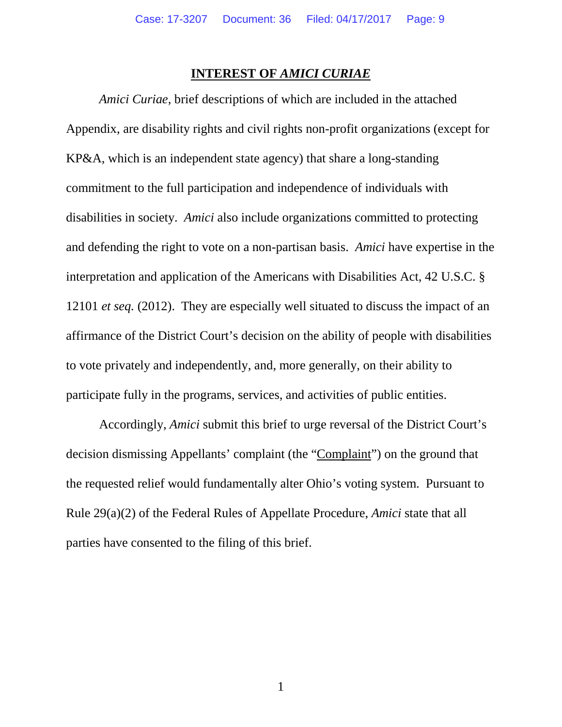## INTEREST OF *AMICI CURIAE*

*Amici Curiae*, brief descriptions of which are included in the attached Appendix, are disability rights and civil rights non-profit organizations (except for KP&A, which is an independent state agency) that share a long-standing commitment to the full participation and independence of individuals with disabilities in society. *Amici* also include organizations committed to protecting and defending the right to vote on a non-partisan basis. *Amici* have expertise in the interpretation and application of the Americans with Disabilities Act, 42 U.S.C. § 12101 *et seq.* (2012). They are especially well situated to discuss the impact of an affirmance of the District Court's decision on the ability of people with disabilities to vote privately and independently, and, more generally, on their ability to participate fully in the programs, services, and activities of public entities.

Accordingly, *Amici* submit this brief to urge reversal of the District Court's decision dismissing Appellants' complaint (the "Complaint") on the ground that the requested relief would fundamentally alter Ohio's voting system. Pursuant to Rule 29(a)(2) of the Federal Rules of Appellate Procedure, *Amici* state that all parties have consented to the filing of this brief.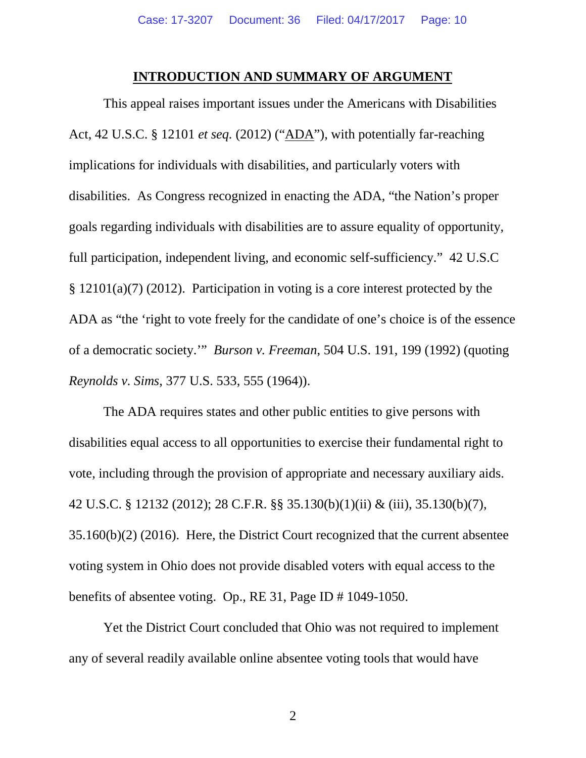## INTRODUCTION AND SUMMARY OF ARGUMENT

This appeal raises important issues under the Americans with Disabilities Act, 42 U.S.C. § 12101 *et seq.* (2012) ("ADA"), with potentially far-reaching implications for individuals with disabilities, and particularly voters with disabilities. As Congress recognized in enacting the ADA, "the Nation's proper goals regarding individuals with disabilities are to assure equality of opportunity, full participation, independent living, and economic self-sufficiency." 42 U.S.C § 12101(a)(7) (2012). Participation in voting is a core interest protected by the ADA as "the 'right to vote freely for the candidate of one's choice is of the essence of a democratic society.'" *Burson v. Freeman*, 504 U.S. 191, 199 (1992) (quoting *Reynolds v. Sims*, 377 U.S. 533, 555 (1964)).

The ADA requires states and other public entities to give persons with disabilities equal access to all opportunities to exercise their fundamental right to vote, including through the provision of appropriate and necessary auxiliary aids. 42 U.S.C. § 12132 (2012); 28 C.F.R. §§ 35.130(b)(1)(ii) & (iii), 35.130(b)(7), 35.160(b)(2) (2016). Here, the District Court recognized that the current absentee voting system in Ohio does not provide disabled voters with equal access to the benefits of absentee voting. Op., RE 31, Page ID # 1049-1050.

Yet the District Court concluded that Ohio was not required to implement any of several readily available online absentee voting tools that would have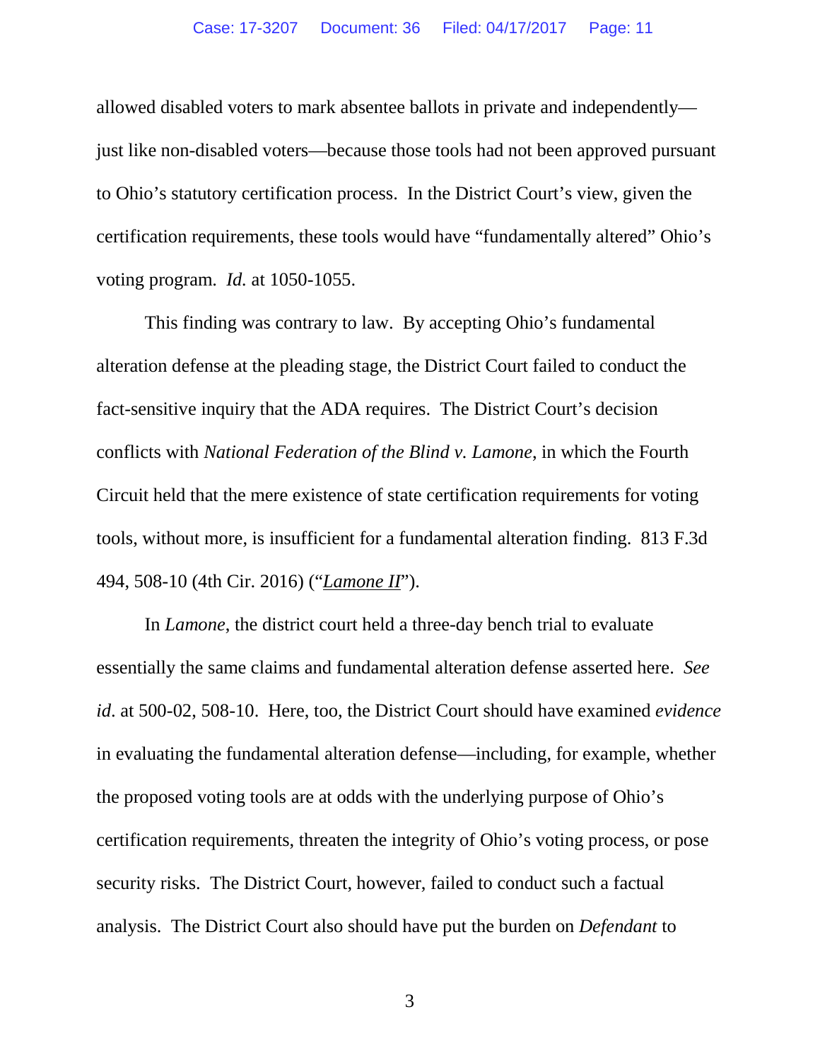allowed disabled voters to mark absentee ballots in private and independently—just like non-disabled voters—because those tools had not been approved pursuant to Ohio's statutory certification process. In the District Court's view, given the certification requirements, these tools would have "fundamentally altered" Ohio's voting program. *Id.* at 1050-1055.

This finding was contrary to law. By accepting Ohio's fundamental alteration defense at the pleading stage, the District Court failed to conduct the fact-sensitive inquiry that the ADA requires. The District Court's decision conflicts with *National Federation of the Blind v. Lamone*, in which the Fourth Circuit held that the mere existence of state certification requirements for voting tools, without more, is insufficient for a fundamental alteration finding. 813 F.3d 494, 508-10 (4th Cir. 2016) ("*Lamone II*").

In *Lamone*, the district court held a three-day bench trial to evaluate essentially the same claims and fundamental alteration defense asserted here. *See id*. at 500-02, 508-10. Here, too, the District Court should have examined *evidence* in evaluating the fundamental alteration defense—including, for example, whether the proposed voting tools are at odds with the underlying purpose of Ohio's certification requirements, threaten the integrity of Ohio's voting process, or pose security risks. The District Court, however, failed to conduct such a factual analysis. The District Court also should have put the burden on *Defendant* to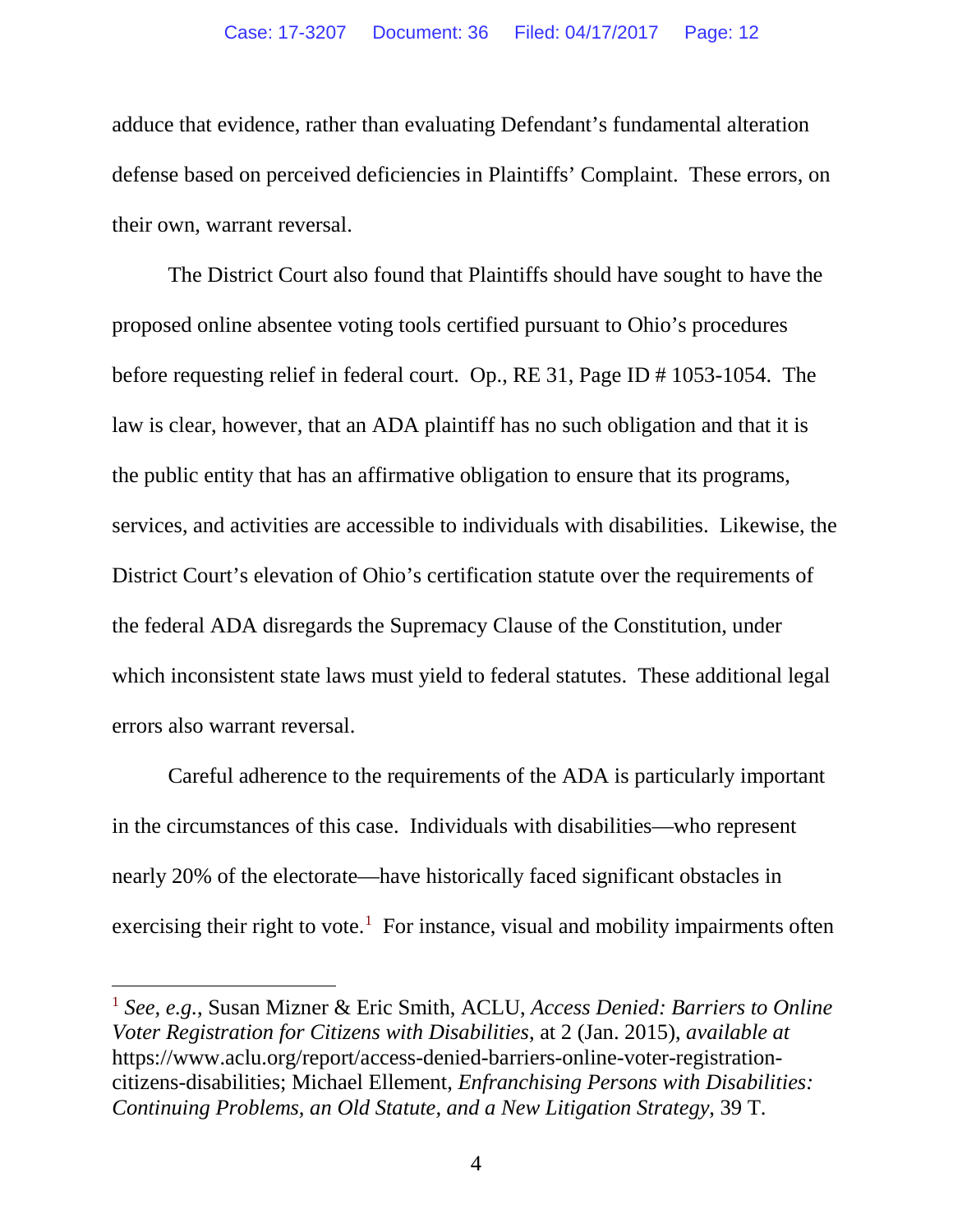adduce that evidence, rather than evaluating Defendant's fundamental alteration defense based on perceived deficiencies in Plaintiffs' Complaint. These errors, on their own, warrant reversal.

The District Court also found that Plaintiffs should have sought to have the proposed online absentee voting tools certified pursuant to Ohio's procedures before requesting relief in federal court. Op., RE 31, Page ID # 1053-1054. The law is clear, however, that an ADA plaintiff has no such obligation and that it is the public entity that has an affirmative obligation to ensure that its programs, services, and activities are accessible to individuals with disabilities. Likewise, the District Court's elevation of Ohio's certification statute over the requirements of the federal ADA disregards the Supremacy Clause of the Constitution, under which inconsistent state laws must yield to federal statutes. These additional legal errors also warrant reversal.

Careful adherence to the requirements of the ADA is particularly important in the circumstances of this case. Individuals with disabilities—who represent nearly 20% of the electorate—have historically faced significant obstacles in exercising their right to vote.[1] For instance, visual and mobility impairments often

---

[1] *See, e.g.*, Susan Mizner & Eric Smith, ACLU, *Access Denied: Barriers to Online Voter Registration for Citizens with Disabilities*, at 2 (Jan. 2015), *available at* https://www.aclu.org/report/access-denied-barriers-online-voter-registration-citizens-disabilities; Michael Ellement, *Enfranchising Persons with Disabilities: Continuing Problems, an Old Statute, and a New Litigation Strategy*, 39 T.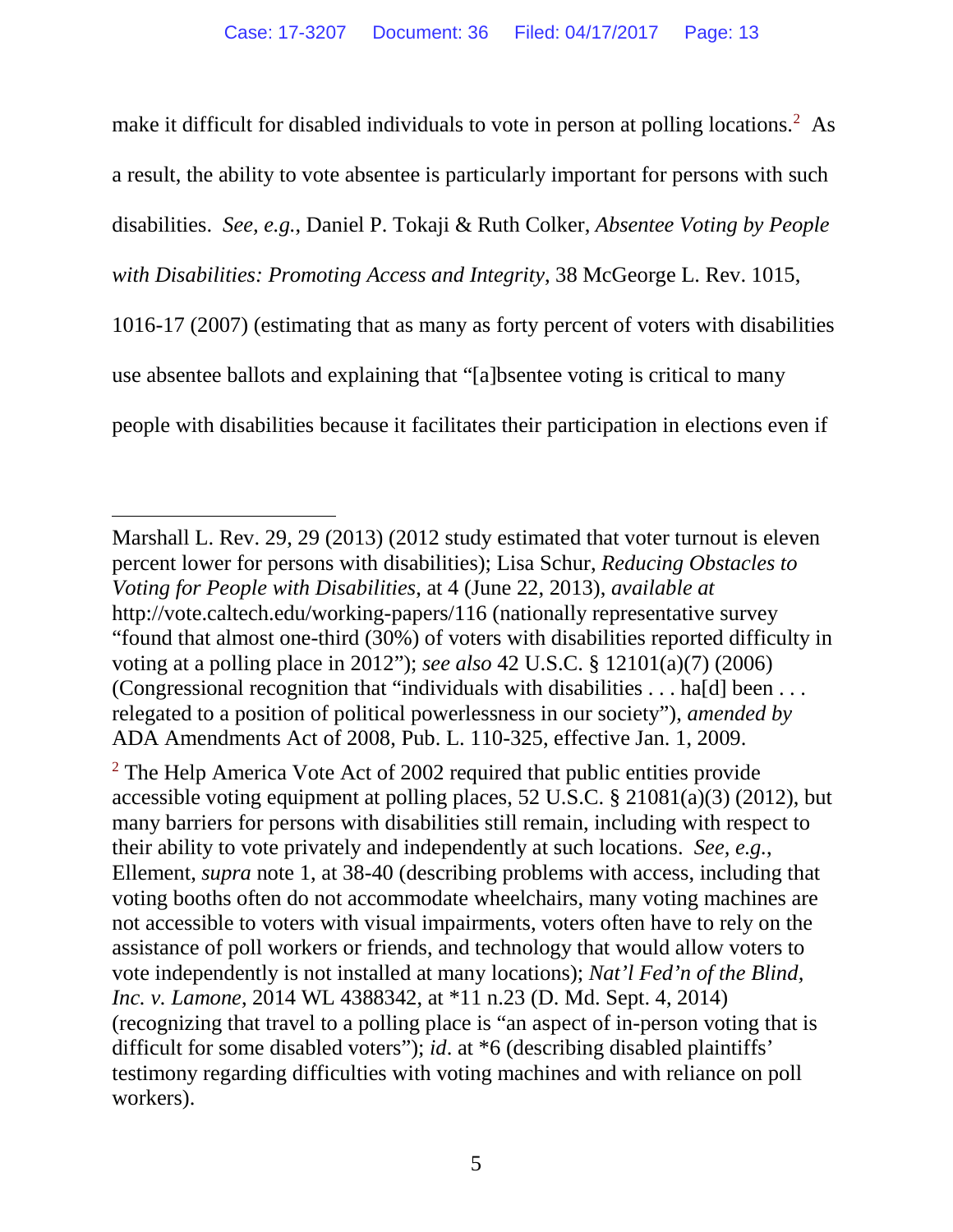make it difficult for disabled individuals to vote in person at polling locations.[2] As a result, the ability to vote absentee is particularly important for persons with such disabilities. *See, e.g.*, Daniel P. Tokaji & Ruth Colker, *Absentee Voting by People with Disabilities: Promoting Access and Integrity*, 38 McGeorge L. Rev. 1015, 1016-17 (2007) (estimating that as many as forty percent of voters with disabilities use absentee ballots and explaining that "[a]bsentee voting is critical to many people with disabilities because it facilitates their participation in elections even if

---

Marshall L. Rev. 29, 29 (2013) (2012 study estimated that voter turnout is eleven percent lower for persons with disabilities); Lisa Schur, *Reducing Obstacles to Voting for People with Disabilities*, at 4 (June 22, 2013), *available at* http://vote.caltech.edu/working-papers/116 (nationally representative survey "found that almost one-third (30%) of voters with disabilities reported difficulty in voting at a polling place in 2012"); *see also* 42 U.S.C. § 12101(a)(7) (2006) (Congressional recognition that "individuals with disabilities . . . ha[d] been . . . relegated to a position of political powerlessness in our society"), *amended by* ADA Amendments Act of 2008, Pub. L. 110-325, effective Jan. 1, 2009.

[2] The Help America Vote Act of 2002 required that public entities provide accessible voting equipment at polling places, 52 U.S.C. § 21081(a)(3) (2012), but many barriers for persons with disabilities still remain, including with respect to their ability to vote privately and independently at such locations. *See, e.g.*, Ellement, *supra* note 1, at 38-40 (describing problems with access, including that voting booths often do not accommodate wheelchairs, many voting machines are not accessible to voters with visual impairments, voters often have to rely on the assistance of poll workers or friends, and technology that would allow voters to vote independently is not installed at many locations); *Nat'l Fed'n of the Blind, Inc. v. Lamone*, 2014 WL 4388342, at *11 n.23 (D. Md. Sept. 4, 2014) (recognizing that travel to a polling place is "an aspect of in-person voting that is difficult for some disabled voters"); *id*. at *6 (describing disabled plaintiffs' testimony regarding difficulties with voting machines and with reliance on poll workers).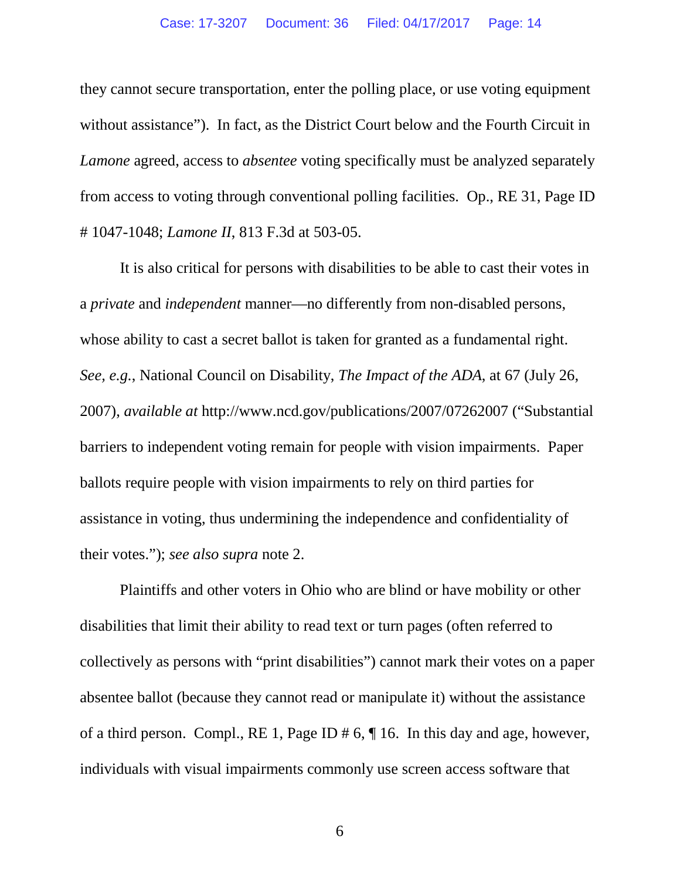they cannot secure transportation, enter the polling place, or use voting equipment without assistance"). In fact, as the District Court below and the Fourth Circuit in *Lamone* agreed, access to *absentee* voting specifically must be analyzed separately from access to voting through conventional polling facilities. Op., RE 31, Page ID # 1047-1048; *Lamone II*, 813 F.3d at 503-05.

It is also critical for persons with disabilities to be able to cast their votes in a *private* and *independent* manner—no differently from non-disabled persons, whose ability to cast a secret ballot is taken for granted as a fundamental right. *See, e.g.*, National Council on Disability, *The Impact of the ADA*, at 67 (July 26, 2007), *available at* http://www.ncd.gov/publications/2007/07262007 ("Substantial barriers to independent voting remain for people with vision impairments. Paper ballots require people with vision impairments to rely on third parties for assistance in voting, thus undermining the independence and confidentiality of their votes."); *see also supra* note 2.

Plaintiffs and other voters in Ohio who are blind or have mobility or other disabilities that limit their ability to read text or turn pages (often referred to collectively as persons with "print disabilities") cannot mark their votes on a paper absentee ballot (because they cannot read or manipulate it) without the assistance of a third person. Compl., RE 1, Page ID # 6, ¶ 16. In this day and age, however, individuals with visual impairments commonly use screen access software that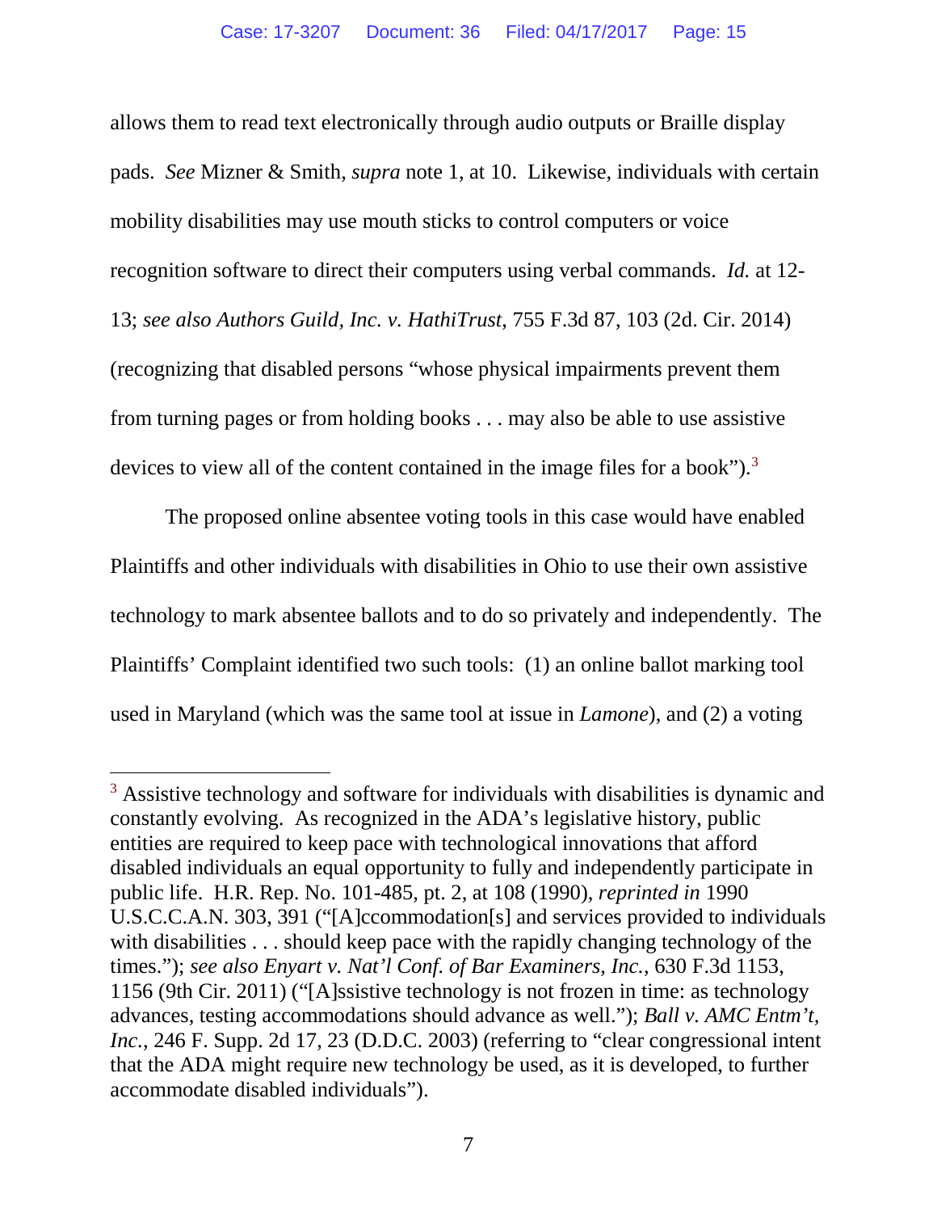allows them to read text electronically through audio outputs or Braille display pads. *See* Mizner & Smith, *supra* note 1, at 10. Likewise, individuals with certain mobility disabilities may use mouth sticks to control computers or voice recognition software to direct their computers using verbal commands. *Id.* at 12-13; *see also Authors Guild, Inc. v. HathiTrust*, 755 F.3d 87, 103 (2d. Cir. 2014) (recognizing that disabled persons "whose physical impairments prevent them from turning pages or from holding books . . . may also be able to use assistive devices to view all of the content contained in the image files for a book").[3]

The proposed online absentee voting tools in this case would have enabled Plaintiffs and other individuals with disabilities in Ohio to use their own assistive technology to mark absentee ballots and to do so privately and independently. The Plaintiffs' Complaint identified two such tools: (1) an online ballot marking tool used in Maryland (which was the same tool at issue in *Lamone*), and (2) a voting

---

[3] Assistive technology and software for individuals with disabilities is dynamic and constantly evolving. As recognized in the ADA's legislative history, public entities are required to keep pace with technological innovations that afford disabled individuals an equal opportunity to fully and independently participate in public life. H.R. Rep. No. 101-485, pt. 2, at 108 (1990), *reprinted in* 1990 U.S.C.C.A.N. 303, 391 ("[A]ccommodation[s] and services provided to individuals with disabilities . . . should keep pace with the rapidly changing technology of the times."); *see also Enyart v. Nat'l Conf. of Bar Examiners, Inc.*, 630 F.3d 1153, 1156 (9th Cir. 2011) ("[A]ssistive technology is not frozen in time: as technology advances, testing accommodations should advance as well."); *Ball v. AMC Entm't, Inc.*, 246 F. Supp. 2d 17, 23 (D.D.C. 2003) (referring to "clear congressional intent that the ADA might require new technology be used, as it is developed, to further accommodate disabled individuals").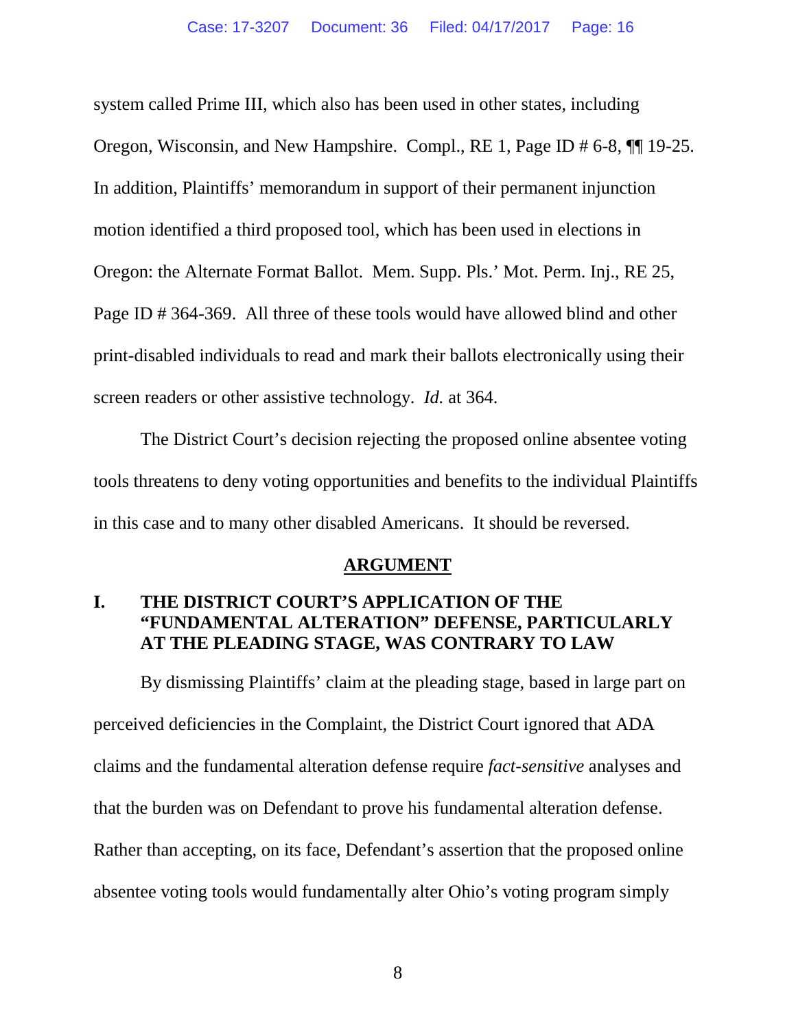system called Prime III, which also has been used in other states, including Oregon, Wisconsin, and New Hampshire. Compl., RE 1, Page ID # 6-8, ¶¶ 19-25. In addition, Plaintiffs' memorandum in support of their permanent injunction motion identified a third proposed tool, which has been used in elections in Oregon: the Alternate Format Ballot. Mem. Supp. Pls.' Mot. Perm. Inj., RE 25, Page ID # 364-369. All three of these tools would have allowed blind and other print-disabled individuals to read and mark their ballots electronically using their screen readers or other assistive technology. *Id.* at 364.

The District Court's decision rejecting the proposed online absentee voting tools threatens to deny voting opportunities and benefits to the individual Plaintiffs in this case and to many other disabled Americans. It should be reversed.

## ARGUMENT

### I. THE DISTRICT COURT'S APPLICATION OF THE "FUNDAMENTAL ALTERATION" DEFENSE, PARTICULARLY AT THE PLEADING STAGE, WAS CONTRARY TO LAW

By dismissing Plaintiffs' claim at the pleading stage, based in large part on perceived deficiencies in the Complaint, the District Court ignored that ADA claims and the fundamental alteration defense require *fact-sensitive* analyses and that the burden was on Defendant to prove his fundamental alteration defense. Rather than accepting, on its face, Defendant's assertion that the proposed online absentee voting tools would fundamentally alter Ohio's voting program simply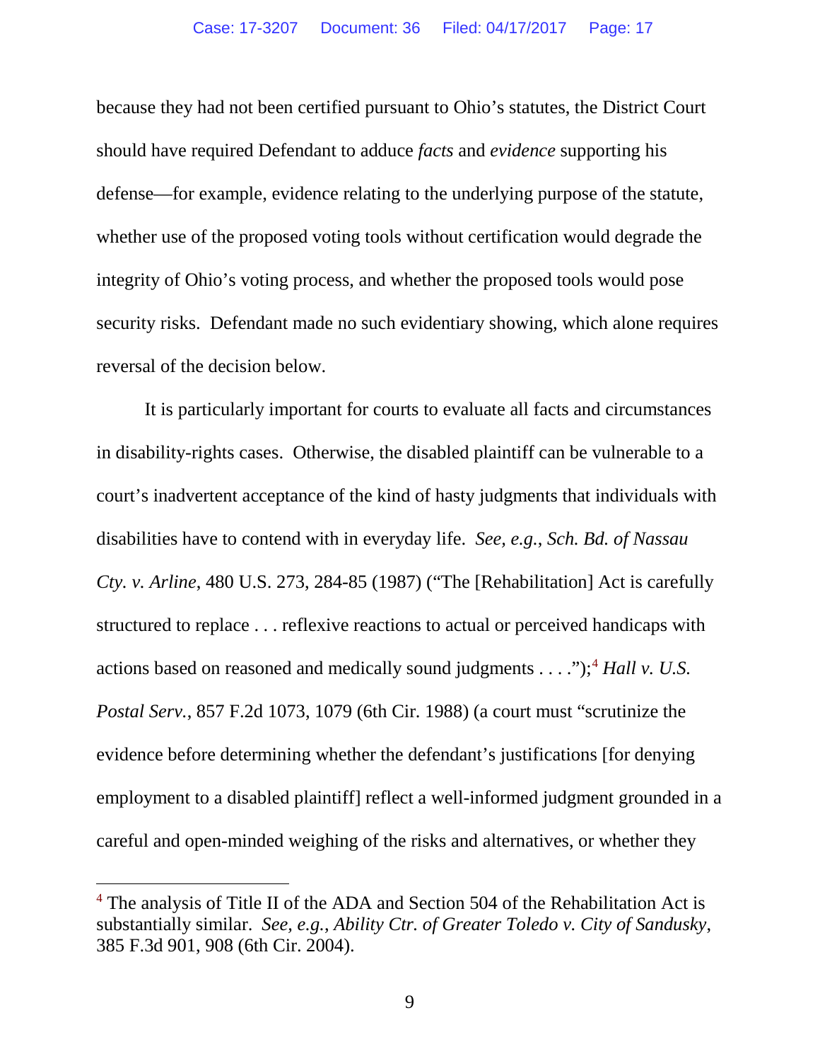because they had not been certified pursuant to Ohio's statutes, the District Court should have required Defendant to adduce *facts* and *evidence* supporting his defense—for example, evidence relating to the underlying purpose of the statute, whether use of the proposed voting tools without certification would degrade the integrity of Ohio's voting process, and whether the proposed tools would pose security risks. Defendant made no such evidentiary showing, which alone requires reversal of the decision below.

It is particularly important for courts to evaluate all facts and circumstances in disability-rights cases. Otherwise, the disabled plaintiff can be vulnerable to a court's inadvertent acceptance of the kind of hasty judgments that individuals with disabilities have to contend with in everyday life. *See, e.g.*, *Sch. Bd. of Nassau Cty. v. Arline*, 480 U.S. 273, 284-85 (1987) ("The [Rehabilitation] Act is carefully structured to replace . . . reflexive reactions to actual or perceived handicaps with actions based on reasoned and medically sound judgments . . . .");[4] *Hall v. U.S. Postal Serv.*, 857 F.2d 1073, 1079 (6th Cir. 1988) (a court must "scrutinize the evidence before determining whether the defendant's justifications [for denying employment to a disabled plaintiff] reflect a well-informed judgment grounded in a careful and open-minded weighing of the risks and alternatives, or whether they

---

[4] The analysis of Title II of the ADA and Section 504 of the Rehabilitation Act is substantially similar. *See, e.g.*, *Ability Ctr. of Greater Toledo v. City of Sandusky*, 385 F.3d 901, 908 (6th Cir. 2004).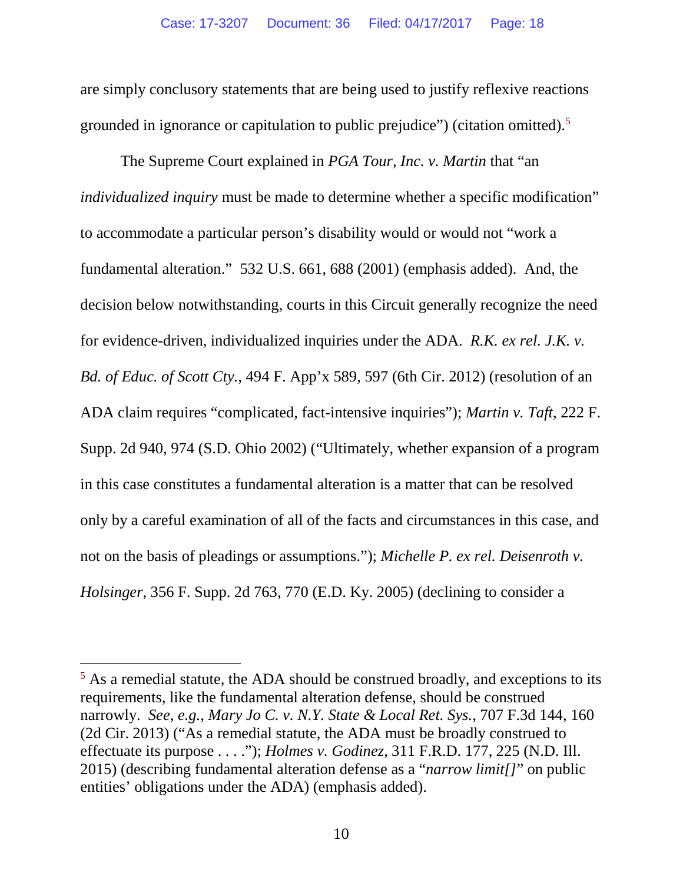are simply conclusory statements that are being used to justify reflexive reactions grounded in ignorance or capitulation to public prejudice") (citation omitted).[5]

The Supreme Court explained in *PGA Tour, Inc. v. Martin* that "an *individualized inquiry* must be made to determine whether a specific modification" to accommodate a particular person's disability would or would not "work a fundamental alteration." 532 U.S. 661, 688 (2001) (emphasis added). And, the decision below notwithstanding, courts in this Circuit generally recognize the need for evidence-driven, individualized inquiries under the ADA. *R.K. ex rel. J.K. v. Bd. of Educ. of Scott Cty.*, 494 F. App'x 589, 597 (6th Cir. 2012) (resolution of an ADA claim requires "complicated, fact-intensive inquiries"); *Martin v. Taft*, 222 F. Supp. 2d 940, 974 (S.D. Ohio 2002) ("Ultimately, whether expansion of a program in this case constitutes a fundamental alteration is a matter that can be resolved only by a careful examination of all of the facts and circumstances in this case, and not on the basis of pleadings or assumptions."); *Michelle P. ex rel. Deisenroth v. Holsinger*, 356 F. Supp. 2d 763, 770 (E.D. Ky. 2005) (declining to consider a

---

[5] As a remedial statute, the ADA should be construed broadly, and exceptions to its requirements, like the fundamental alteration defense, should be construed narrowly. *See, e.g.*, *Mary Jo C. v. N.Y. State & Local Ret. Sys.*, 707 F.3d 144, 160 (2d Cir. 2013) ("As a remedial statute, the ADA must be broadly construed to effectuate its purpose . . . ."); *Holmes v. Godinez*, 311 F.R.D. 177, 225 (N.D. Ill. 2015) (describing fundamental alteration defense as a "*narrow limit[]*" on public entities' obligations under the ADA) (emphasis added).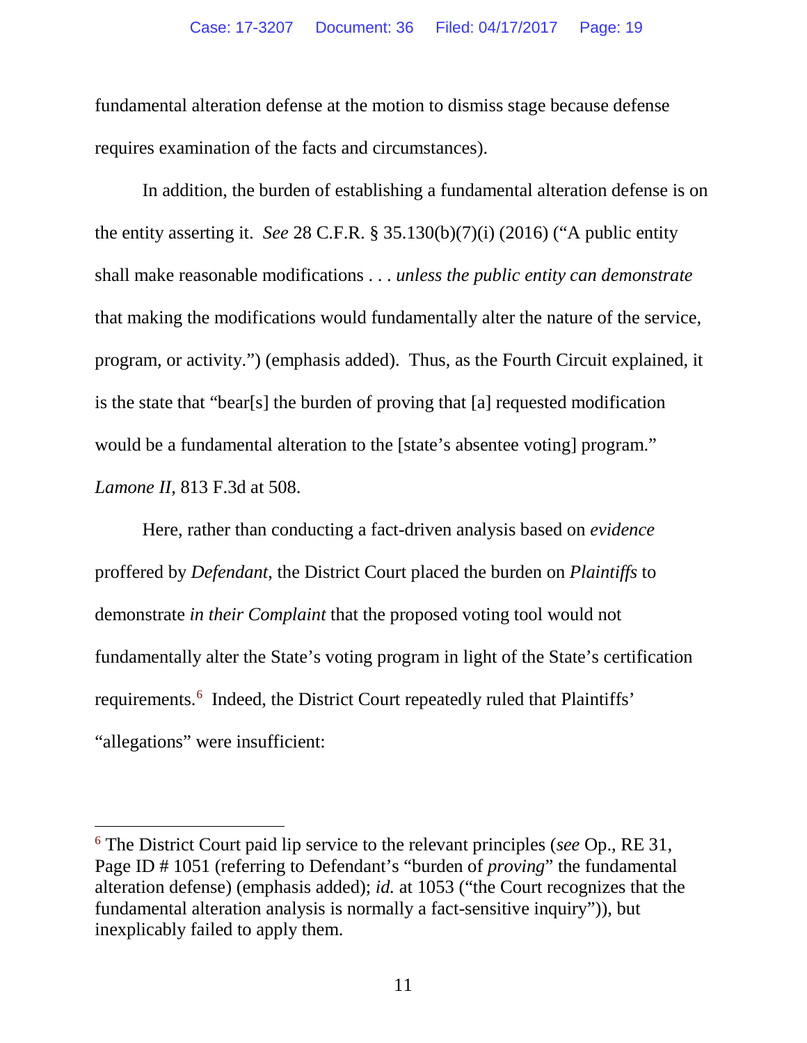fundamental alteration defense at the motion to dismiss stage because defense requires examination of the facts and circumstances).

In addition, the burden of establishing a fundamental alteration defense is on the entity asserting it. *See* 28 C.F.R. § 35.130(b)(7)(i) (2016) ("A public entity shall make reasonable modifications . . . *unless the public entity can demonstrate* that making the modifications would fundamentally alter the nature of the service, program, or activity.") (emphasis added). Thus, as the Fourth Circuit explained, it is the state that "bear[s] the burden of proving that [a] requested modification would be a fundamental alteration to the [state's absentee voting] program." *Lamone II*, 813 F.3d at 508.

Here, rather than conducting a fact-driven analysis based on *evidence* proffered by *Defendant*, the District Court placed the burden on *Plaintiffs* to demonstrate *in their Complaint* that the proposed voting tool would not fundamentally alter the State's voting program in light of the State's certification requirements.[6] Indeed, the District Court repeatedly ruled that Plaintiffs' "allegations" were insufficient:

[6] The District Court paid lip service to the relevant principles (*see* Op., RE 31, Page ID # 1051 (referring to Defendant's "burden of *proving*" the fundamental alteration defense) (emphasis added); *id.* at 1053 ("the Court recognizes that the fundamental alteration analysis is normally a fact-sensitive inquiry")), but inexplicably failed to apply them.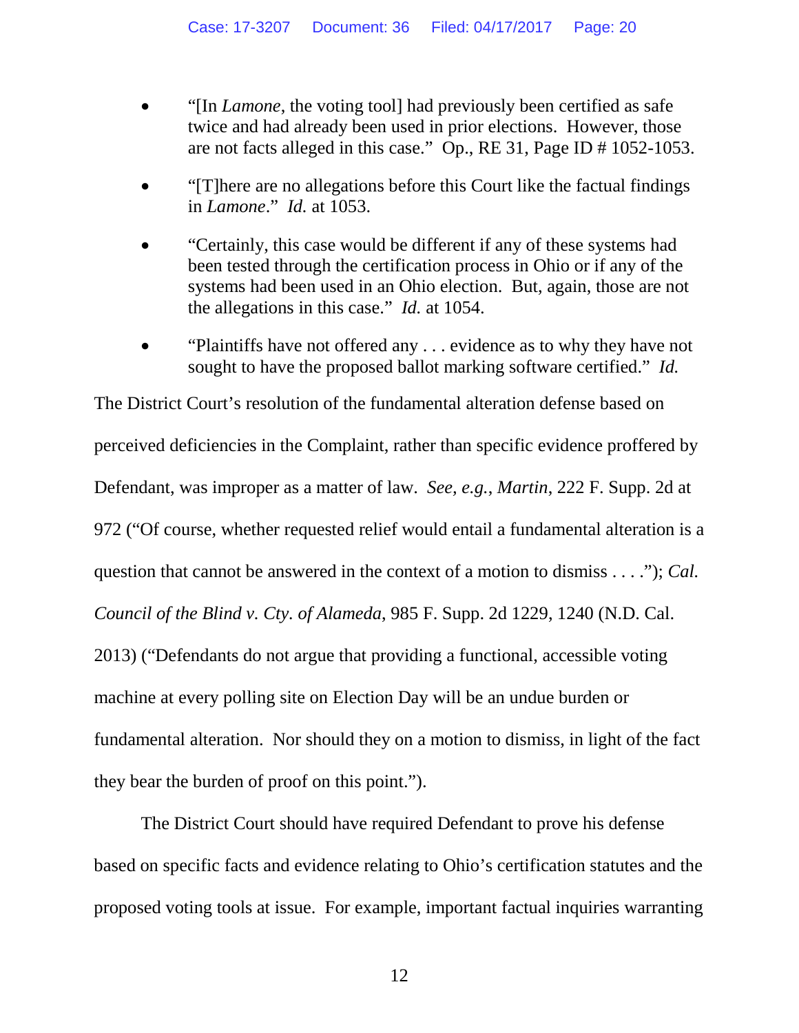- "[In *Lamone*, the voting tool] had previously been certified as safe twice and had already been used in prior elections. However, those are not facts alleged in this case." Op., RE 31, Page ID # 1052-1053.

- "[T]here are no allegations before this Court like the factual findings in *Lamone*." *Id.* at 1053.

- "Certainly, this case would be different if any of these systems had been tested through the certification process in Ohio or if any of the systems had been used in an Ohio election. But, again, those are not the allegations in this case." *Id.* at 1054.

- "Plaintiffs have not offered any . . . evidence as to why they have not sought to have the proposed ballot marking software certified." *Id.*

The District Court's resolution of the fundamental alteration defense based on perceived deficiencies in the Complaint, rather than specific evidence proffered by Defendant, was improper as a matter of law. *See, e.g.*, *Martin*, 222 F. Supp. 2d at 972 ("Of course, whether requested relief would entail a fundamental alteration is a question that cannot be answered in the context of a motion to dismiss . . . ."); *Cal. Council of the Blind v. Cty. of Alameda*, 985 F. Supp. 2d 1229, 1240 (N.D. Cal. 2013) ("Defendants do not argue that providing a functional, accessible voting machine at every polling site on Election Day will be an undue burden or fundamental alteration. Nor should they on a motion to dismiss, in light of the fact they bear the burden of proof on this point.").

The District Court should have required Defendant to prove his defense based on specific facts and evidence relating to Ohio's certification statutes and the proposed voting tools at issue. For example, important factual inquiries warranting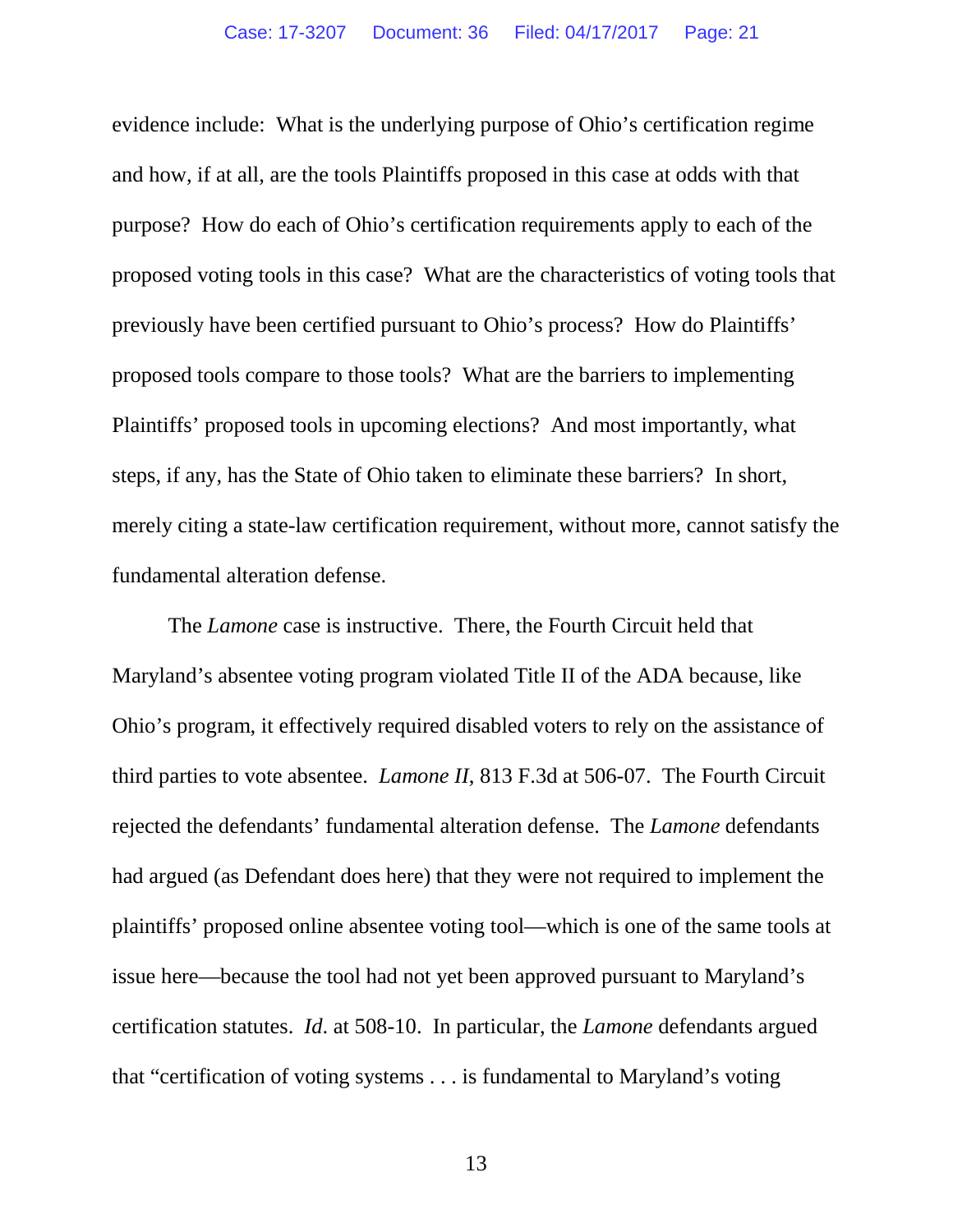evidence include: What is the underlying purpose of Ohio's certification regime and how, if at all, are the tools Plaintiffs proposed in this case at odds with that purpose? How do each of Ohio's certification requirements apply to each of the proposed voting tools in this case? What are the characteristics of voting tools that previously have been certified pursuant to Ohio's process? How do Plaintiffs' proposed tools compare to those tools? What are the barriers to implementing Plaintiffs' proposed tools in upcoming elections? And most importantly, what steps, if any, has the State of Ohio taken to eliminate these barriers? In short, merely citing a state-law certification requirement, without more, cannot satisfy the fundamental alteration defense.

The *Lamone* case is instructive. There, the Fourth Circuit held that Maryland's absentee voting program violated Title II of the ADA because, like Ohio's program, it effectively required disabled voters to rely on the assistance of third parties to vote absentee. *Lamone II*, 813 F.3d at 506-07. The Fourth Circuit rejected the defendants' fundamental alteration defense. The *Lamone* defendants had argued (as Defendant does here) that they were not required to implement the plaintiffs' proposed online absentee voting tool—which is one of the same tools at issue here—because the tool had not yet been approved pursuant to Maryland's certification statutes. *Id*. at 508-10. In particular, the *Lamone* defendants argued that "certification of voting systems . . . is fundamental to Maryland's voting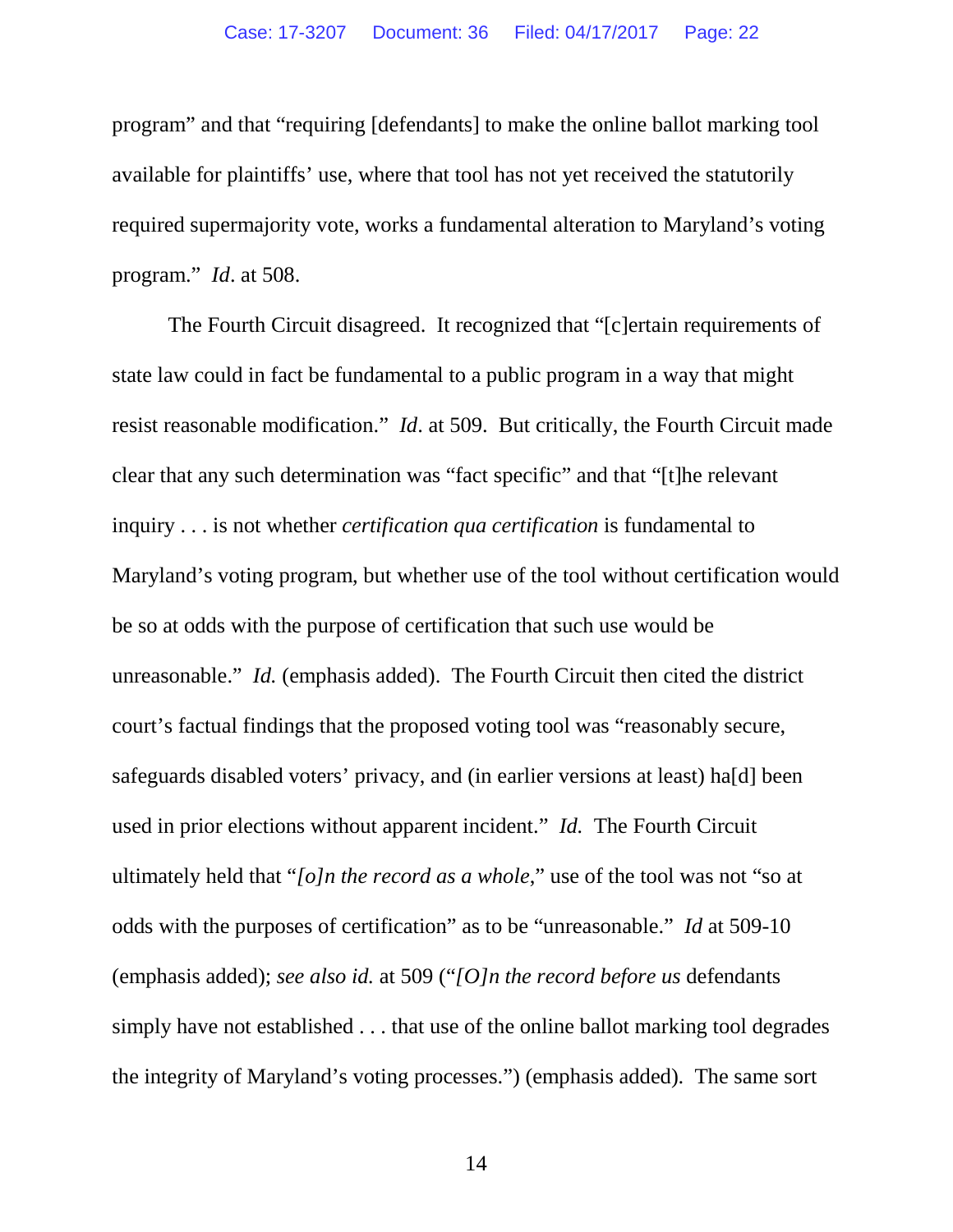program" and that "requiring [defendants] to make the online ballot marking tool available for plaintiffs' use, where that tool has not yet received the statutorily required supermajority vote, works a fundamental alteration to Maryland's voting program." *Id*. at 508.

The Fourth Circuit disagreed. It recognized that "[c]ertain requirements of state law could in fact be fundamental to a public program in a way that might resist reasonable modification." *Id*. at 509. But critically, the Fourth Circuit made clear that any such determination was "fact specific" and that "[t]he relevant inquiry . . . is not whether *certification qua certification* is fundamental to Maryland's voting program, but whether use of the tool without certification would be so at odds with the purpose of certification that such use would be unreasonable." *Id.* (emphasis added). The Fourth Circuit then cited the district court's factual findings that the proposed voting tool was "reasonably secure, safeguards disabled voters' privacy, and (in earlier versions at least) ha[d] been used in prior elections without apparent incident." *Id.* The Fourth Circuit ultimately held that "*[o]n the record as a whole*," use of the tool was not "so at odds with the purposes of certification" as to be "unreasonable." *Id* at 509-10 (emphasis added); *see also id.* at 509 ("*[O]n the record before us* defendants simply have not established . . . that use of the online ballot marking tool degrades the integrity of Maryland's voting processes.") (emphasis added). The same sort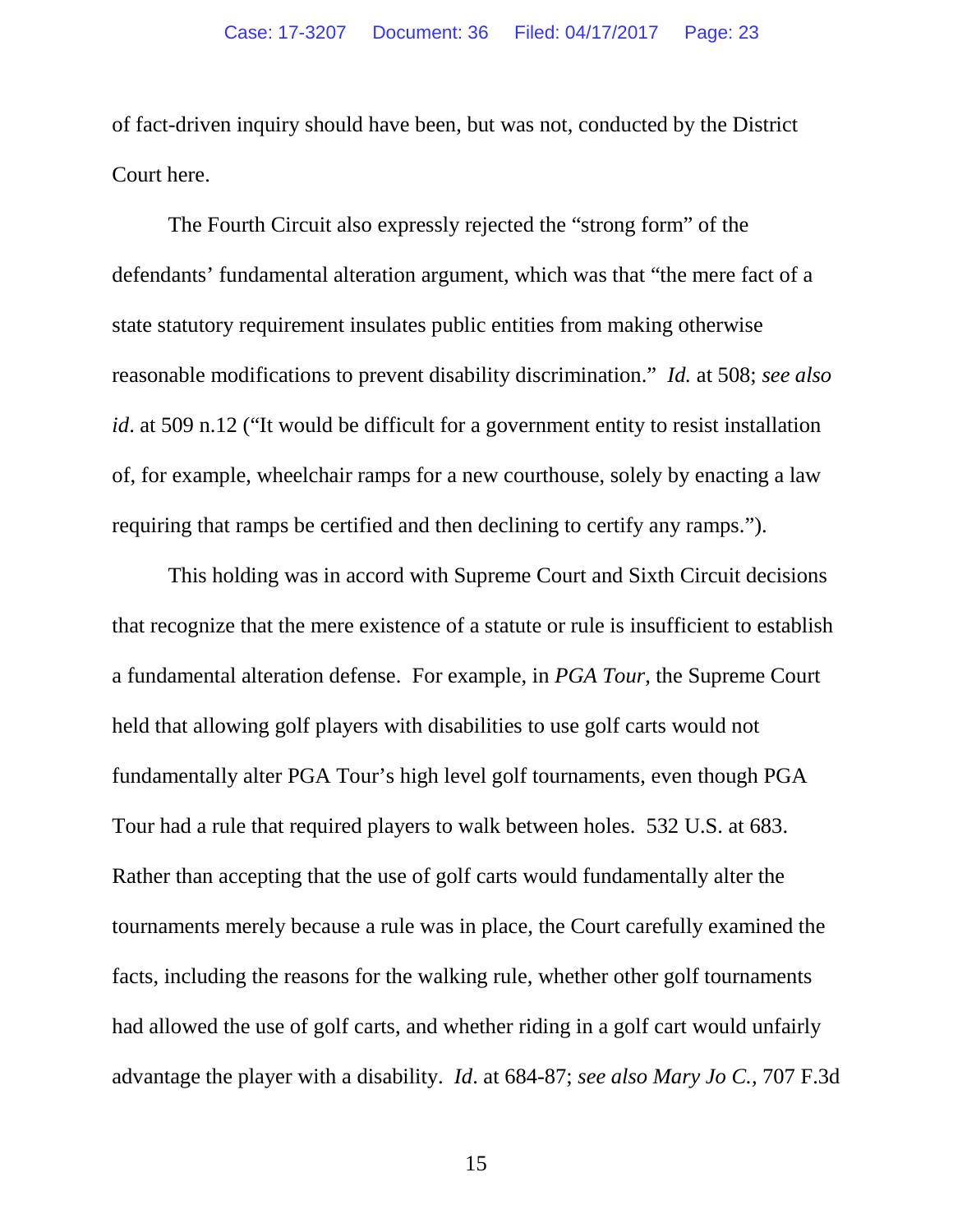of fact-driven inquiry should have been, but was not, conducted by the District Court here.

The Fourth Circuit also expressly rejected the "strong form" of the defendants' fundamental alteration argument, which was that "the mere fact of a state statutory requirement insulates public entities from making otherwise reasonable modifications to prevent disability discrimination." *Id.* at 508; *see also id*. at 509 n.12 ("It would be difficult for a government entity to resist installation of, for example, wheelchair ramps for a new courthouse, solely by enacting a law requiring that ramps be certified and then declining to certify any ramps.").

This holding was in accord with Supreme Court and Sixth Circuit decisions that recognize that the mere existence of a statute or rule is insufficient to establish a fundamental alteration defense. For example, in *PGA Tour*, the Supreme Court held that allowing golf players with disabilities to use golf carts would not fundamentally alter PGA Tour's high level golf tournaments, even though PGA Tour had a rule that required players to walk between holes. 532 U.S. at 683. Rather than accepting that the use of golf carts would fundamentally alter the tournaments merely because a rule was in place, the Court carefully examined the facts, including the reasons for the walking rule, whether other golf tournaments had allowed the use of golf carts, and whether riding in a golf cart would unfairly advantage the player with a disability. *Id*. at 684-87; *see also Mary Jo C.*, 707 F.3d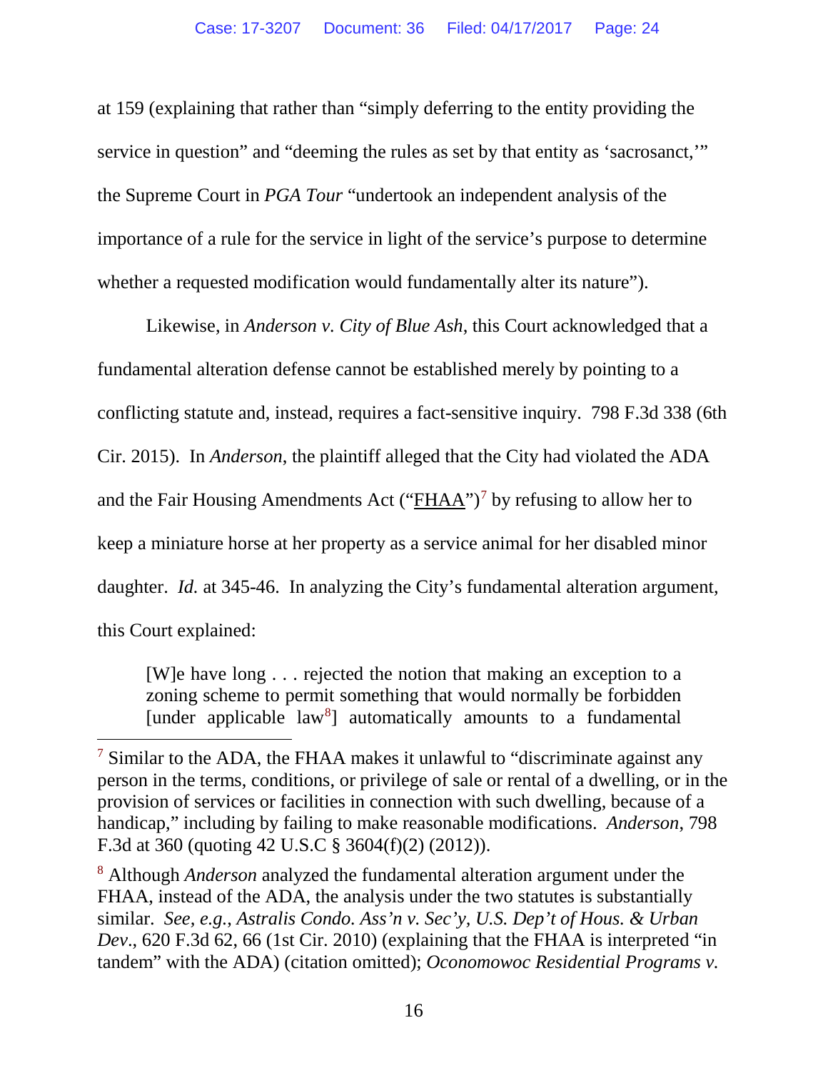at 159 (explaining that rather than "simply deferring to the entity providing the service in question" and "deeming the rules as set by that entity as 'sacrosanct,'" the Supreme Court in *PGA Tour* "undertook an independent analysis of the importance of a rule for the service in light of the service's purpose to determine whether a requested modification would fundamentally alter its nature").

Likewise, in *Anderson v. City of Blue Ash*, this Court acknowledged that a fundamental alteration defense cannot be established merely by pointing to a conflicting statute and, instead, requires a fact-sensitive inquiry. 798 F.3d 338 (6th Cir. 2015). In *Anderson*, the plaintiff alleged that the City had violated the ADA and the Fair Housing Amendments Act ("FHAA")[7] by refusing to allow her to keep a miniature horse at her property as a service animal for her disabled minor daughter. *Id.* at 345-46. In analyzing the City's fundamental alteration argument, this Court explained:

> [W]e have long . . . rejected the notion that making an exception to a zoning scheme to permit something that would normally be forbidden [under applicable law[8]] automatically amounts to a fundamental

---

[7] Similar to the ADA, the FHAA makes it unlawful to "discriminate against any person in the terms, conditions, or privilege of sale or rental of a dwelling, or in the provision of services or facilities in connection with such dwelling, because of a handicap," including by failing to make reasonable modifications. *Anderson*, 798 F.3d at 360 (quoting 42 U.S.C § 3604(f)(2) (2012)).

[8] Although *Anderson* analyzed the fundamental alteration argument under the FHAA, instead of the ADA, the analysis under the two statutes is substantially similar. *See, e.g.*, *Astralis Condo. Ass'n v. Sec'y, U.S. Dep't of Hous. & Urban Dev*., 620 F.3d 62, 66 (1st Cir. 2010) (explaining that the FHAA is interpreted "in tandem" with the ADA) (citation omitted); *Oconomowoc Residential Programs v.*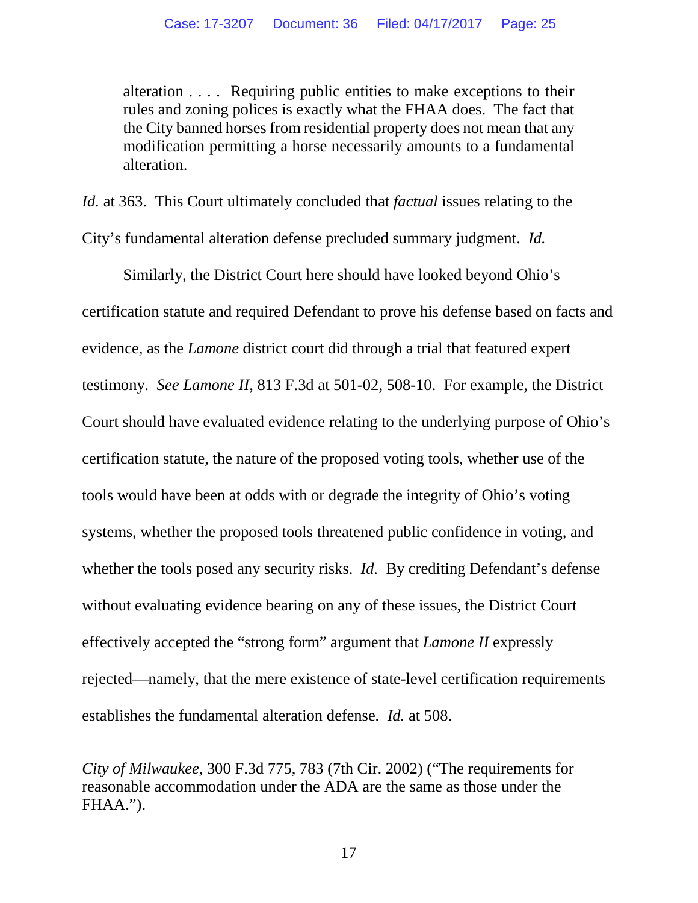> alteration . . . . Requiring public entities to make exceptions to their rules and zoning polices is exactly what the FHAA does. The fact that the City banned horses from residential property does not mean that any modification permitting a horse necessarily amounts to a fundamental alteration.

*Id.* at 363. This Court ultimately concluded that *factual* issues relating to the City's fundamental alteration defense precluded summary judgment. *Id.*

Similarly, the District Court here should have looked beyond Ohio's certification statute and required Defendant to prove his defense based on facts and evidence, as the *Lamone* district court did through a trial that featured expert testimony. *See Lamone II*, 813 F.3d at 501-02, 508-10. For example, the District Court should have evaluated evidence relating to the underlying purpose of Ohio's certification statute, the nature of the proposed voting tools, whether use of the tools would have been at odds with or degrade the integrity of Ohio's voting systems, whether the proposed tools threatened public confidence in voting, and whether the tools posed any security risks. *Id.* By crediting Defendant's defense without evaluating evidence bearing on any of these issues, the District Court effectively accepted the "strong form" argument that *Lamone II* expressly rejected—namely, that the mere existence of state-level certification requirements establishes the fundamental alteration defense. *Id.* at 508.

---

*City of Milwaukee*, 300 F.3d 775, 783 (7th Cir. 2002) ("The requirements for reasonable accommodation under the ADA are the same as those under the FHAA.").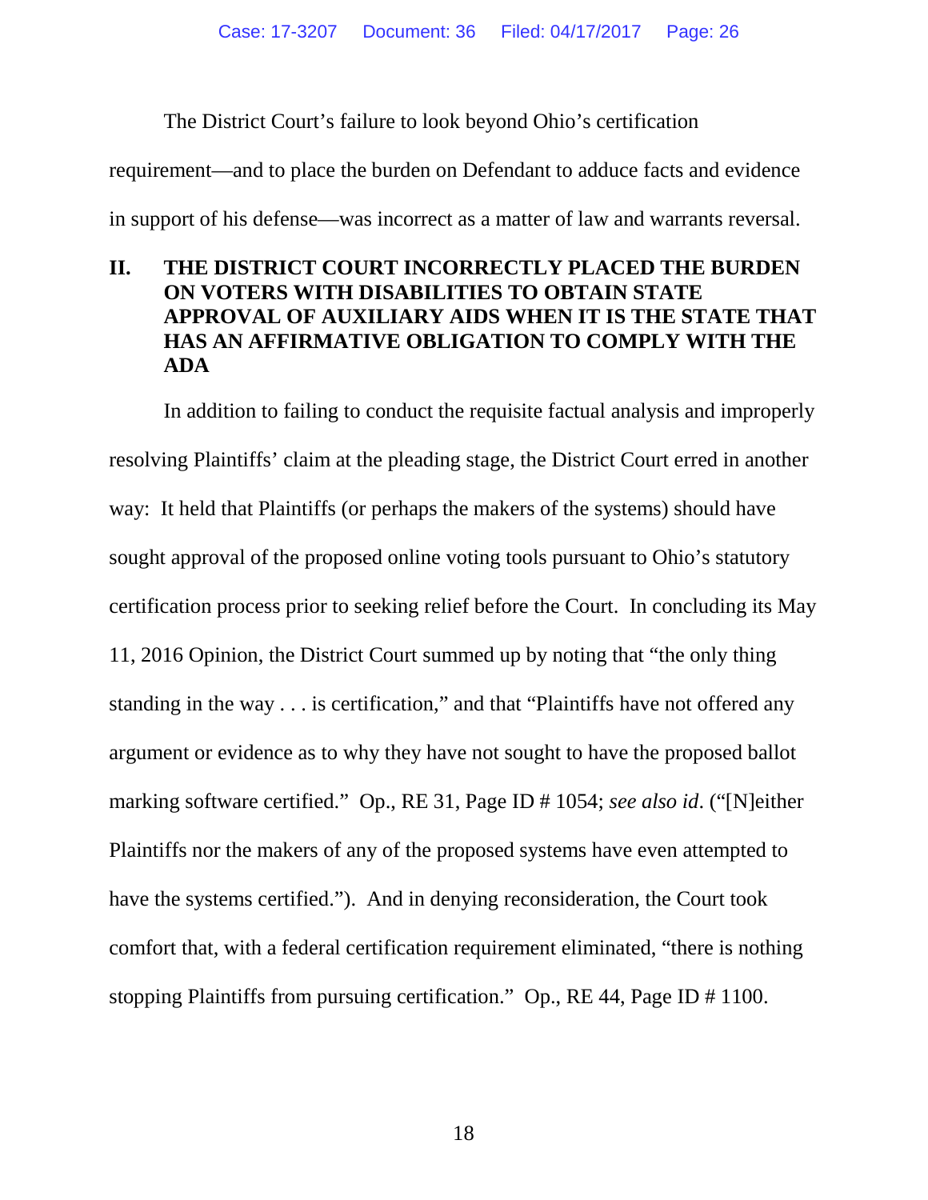The District Court's failure to look beyond Ohio's certification requirement—and to place the burden on Defendant to adduce facts and evidence in support of his defense—was incorrect as a matter of law and warrants reversal.

## II. THE DISTRICT COURT INCORRECTLY PLACED THE BURDEN ON VOTERS WITH DISABILITIES TO OBTAIN STATE APPROVAL OF AUXILIARY AIDS WHEN IT IS THE STATE THAT HAS AN AFFIRMATIVE OBLIGATION TO COMPLY WITH THE ADA

In addition to failing to conduct the requisite factual analysis and improperly resolving Plaintiffs' claim at the pleading stage, the District Court erred in another way: It held that Plaintiffs (or perhaps the makers of the systems) should have sought approval of the proposed online voting tools pursuant to Ohio's statutory certification process prior to seeking relief before the Court. In concluding its May 11, 2016 Opinion, the District Court summed up by noting that "the only thing standing in the way . . . is certification," and that "Plaintiffs have not offered any argument or evidence as to why they have not sought to have the proposed ballot marking software certified." Op., RE 31, Page ID # 1054; *see also id*. ("[N]either Plaintiffs nor the makers of any of the proposed systems have even attempted to have the systems certified."). And in denying reconsideration, the Court took comfort that, with a federal certification requirement eliminated, "there is nothing stopping Plaintiffs from pursuing certification." Op., RE 44, Page ID # 1100.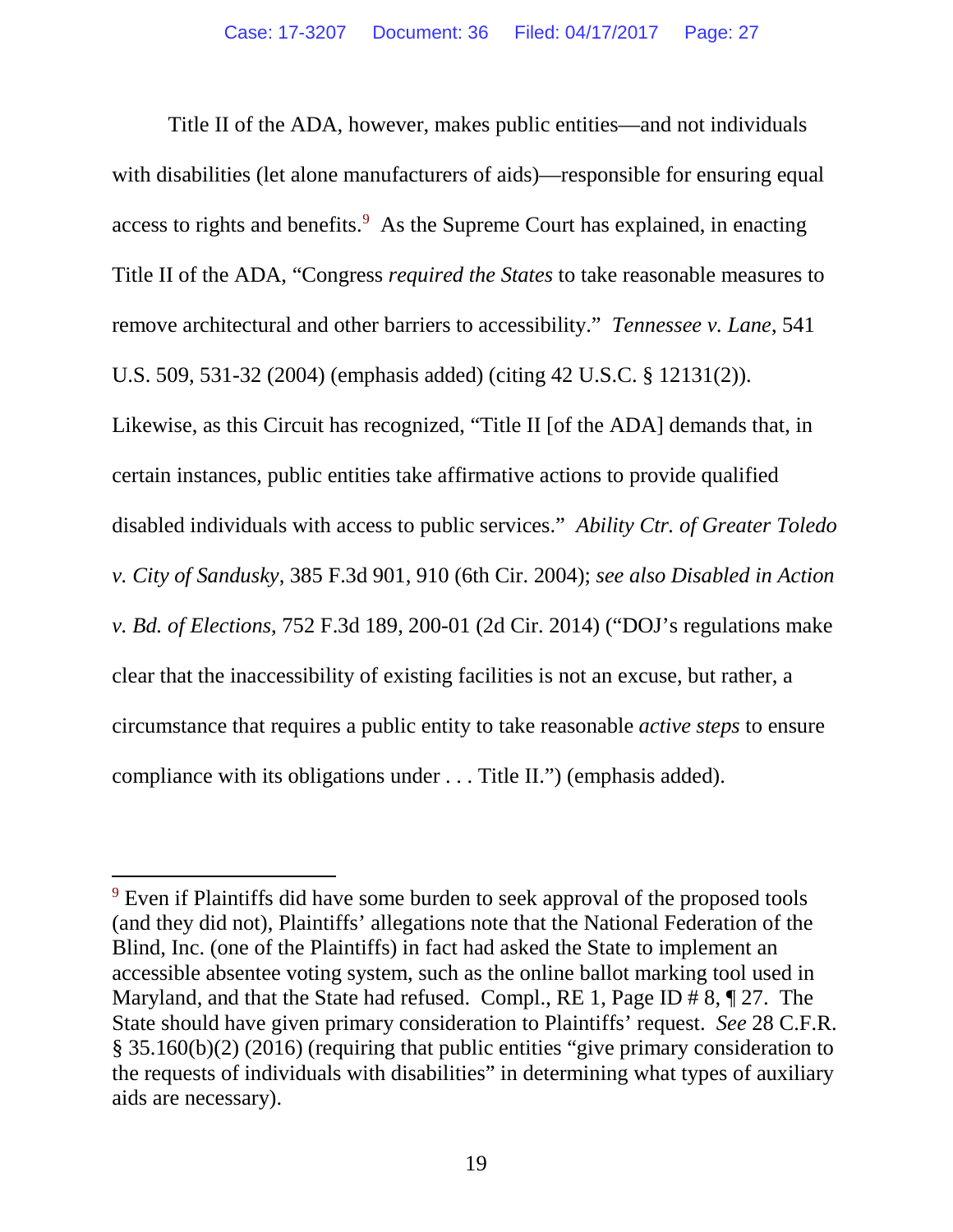Title II of the ADA, however, makes public entities—and not individuals with disabilities (let alone manufacturers of aids)—responsible for ensuring equal access to rights and benefits.[9] As the Supreme Court has explained, in enacting Title II of the ADA, "Congress *required the States* to take reasonable measures to remove architectural and other barriers to accessibility." *Tennessee v. Lane*, 541 U.S. 509, 531-32 (2004) (emphasis added) (citing 42 U.S.C. § 12131(2)). Likewise, as this Circuit has recognized, "Title II [of the ADA] demands that, in certain instances, public entities take affirmative actions to provide qualified disabled individuals with access to public services." *Ability Ctr. of Greater Toledo v. City of Sandusky*, 385 F.3d 901, 910 (6th Cir. 2004); *see also Disabled in Action v. Bd. of Elections*, 752 F.3d 189, 200-01 (2d Cir. 2014) ("DOJ's regulations make clear that the inaccessibility of existing facilities is not an excuse, but rather, a circumstance that requires a public entity to take reasonable *active steps* to ensure compliance with its obligations under . . . Title II.") (emphasis added).

---

[9] Even if Plaintiffs did have some burden to seek approval of the proposed tools (and they did not), Plaintiffs' allegations note that the National Federation of the Blind, Inc. (one of the Plaintiffs) in fact had asked the State to implement an accessible absentee voting system, such as the online ballot marking tool used in Maryland, and that the State had refused. Compl., RE 1, Page ID # 8, ¶ 27. The State should have given primary consideration to Plaintiffs' request. *See* 28 C.F.R. § 35.160(b)(2) (2016) (requiring that public entities "give primary consideration to the requests of individuals with disabilities" in determining what types of auxiliary aids are necessary).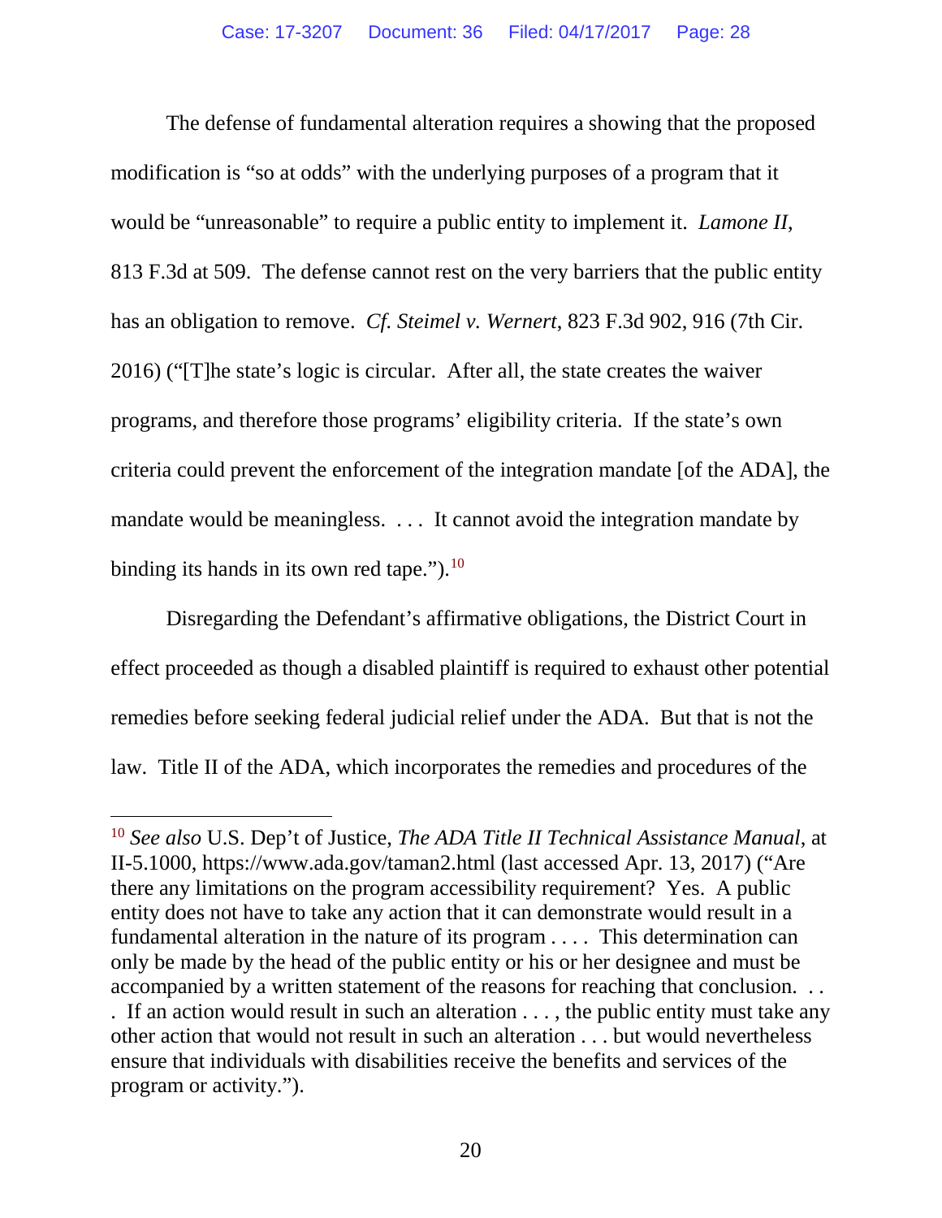The defense of fundamental alteration requires a showing that the proposed modification is "so at odds" with the underlying purposes of a program that it would be "unreasonable" to require a public entity to implement it. *Lamone II*, 813 F.3d at 509. The defense cannot rest on the very barriers that the public entity has an obligation to remove. *Cf. Steimel v. Wernert*, 823 F.3d 902, 916 (7th Cir. 2016) ("[T]he state's logic is circular. After all, the state creates the waiver programs, and therefore those programs' eligibility criteria. If the state's own criteria could prevent the enforcement of the integration mandate [of the ADA], the mandate would be meaningless. . . . It cannot avoid the integration mandate by binding its hands in its own red tape.").[10]

Disregarding the Defendant's affirmative obligations, the District Court in effect proceeded as though a disabled plaintiff is required to exhaust other potential remedies before seeking federal judicial relief under the ADA. But that is not the law. Title II of the ADA, which incorporates the remedies and procedures of the

---

[10] *See also* U.S. Dep't of Justice, *The ADA Title II Technical Assistance Manual*, at II-5.1000, https://www.ada.gov/taman2.html (last accessed Apr. 13, 2017) ("Are there any limitations on the program accessibility requirement? Yes. A public entity does not have to take any action that it can demonstrate would result in a fundamental alteration in the nature of its program . . . . This determination can only be made by the head of the public entity or his or her designee and must be accompanied by a written statement of the reasons for reaching that conclusion. . . . If an action would result in such an alteration . . . , the public entity must take any other action that would not result in such an alteration . . . but would nevertheless ensure that individuals with disabilities receive the benefits and services of the program or activity.").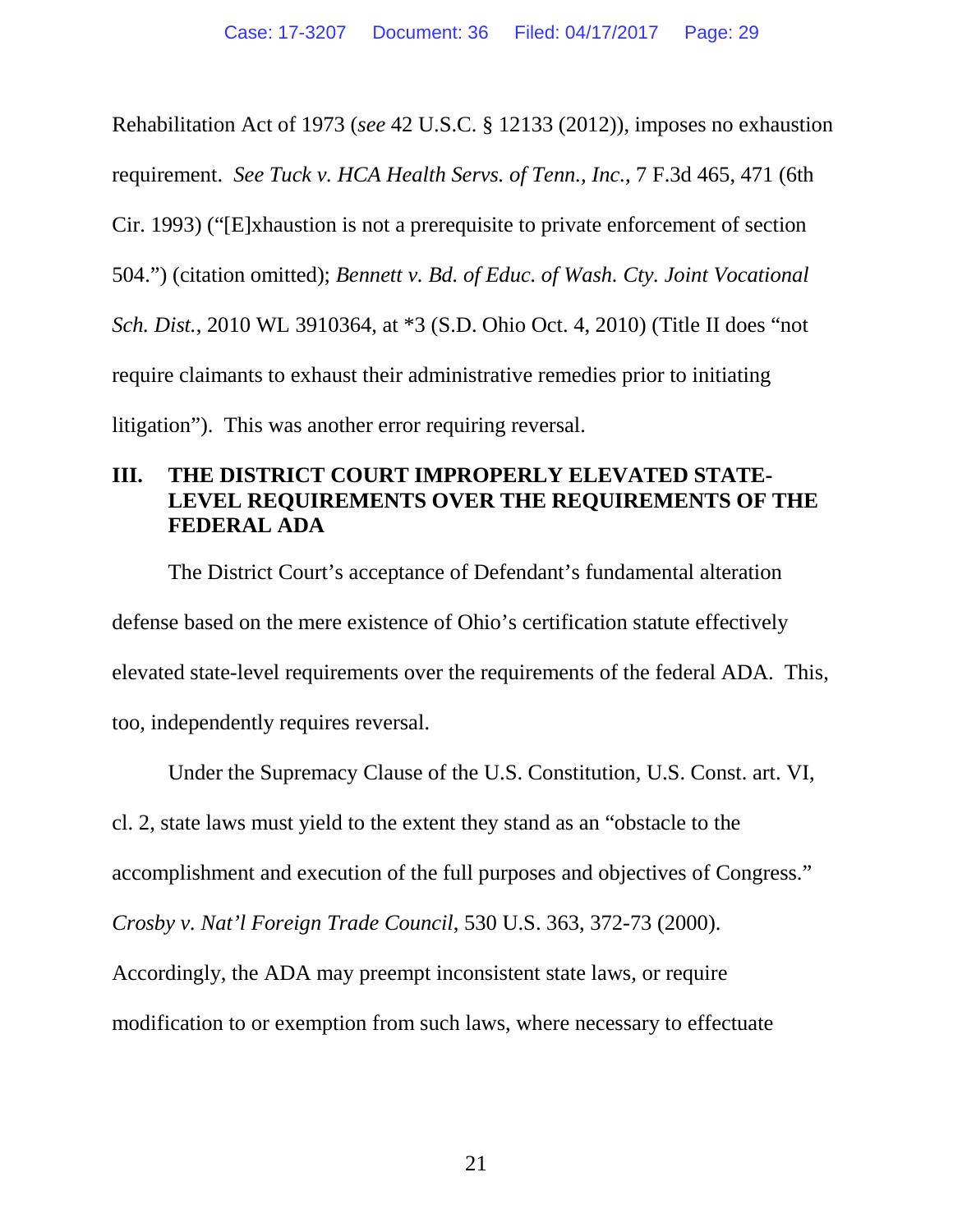Rehabilitation Act of 1973 (*see* 42 U.S.C. § 12133 (2012)), imposes no exhaustion requirement. *See Tuck v. HCA Health Servs. of Tenn., Inc.*, 7 F.3d 465, 471 (6th Cir. 1993) ("[E]xhaustion is not a prerequisite to private enforcement of section 504.") (citation omitted); *Bennett v. Bd. of Educ. of Wash. Cty. Joint Vocational Sch. Dist.*, 2010 WL 3910364, at *3 (S.D. Ohio Oct. 4, 2010) (Title II does "not require claimants to exhaust their administrative remedies prior to initiating litigation"). This was another error requiring reversal.

## III. THE DISTRICT COURT IMPROPERLY ELEVATED STATE-LEVEL REQUIREMENTS OVER THE REQUIREMENTS OF THE FEDERAL ADA

The District Court's acceptance of Defendant's fundamental alteration defense based on the mere existence of Ohio's certification statute effectively elevated state-level requirements over the requirements of the federal ADA. This, too, independently requires reversal.

Under the Supremacy Clause of the U.S. Constitution, U.S. Const. art. VI, cl. 2, state laws must yield to the extent they stand as an "obstacle to the accomplishment and execution of the full purposes and objectives of Congress." *Crosby v. Nat'l Foreign Trade Council*, 530 U.S. 363, 372-73 (2000). Accordingly, the ADA may preempt inconsistent state laws, or require modification to or exemption from such laws, where necessary to effectuate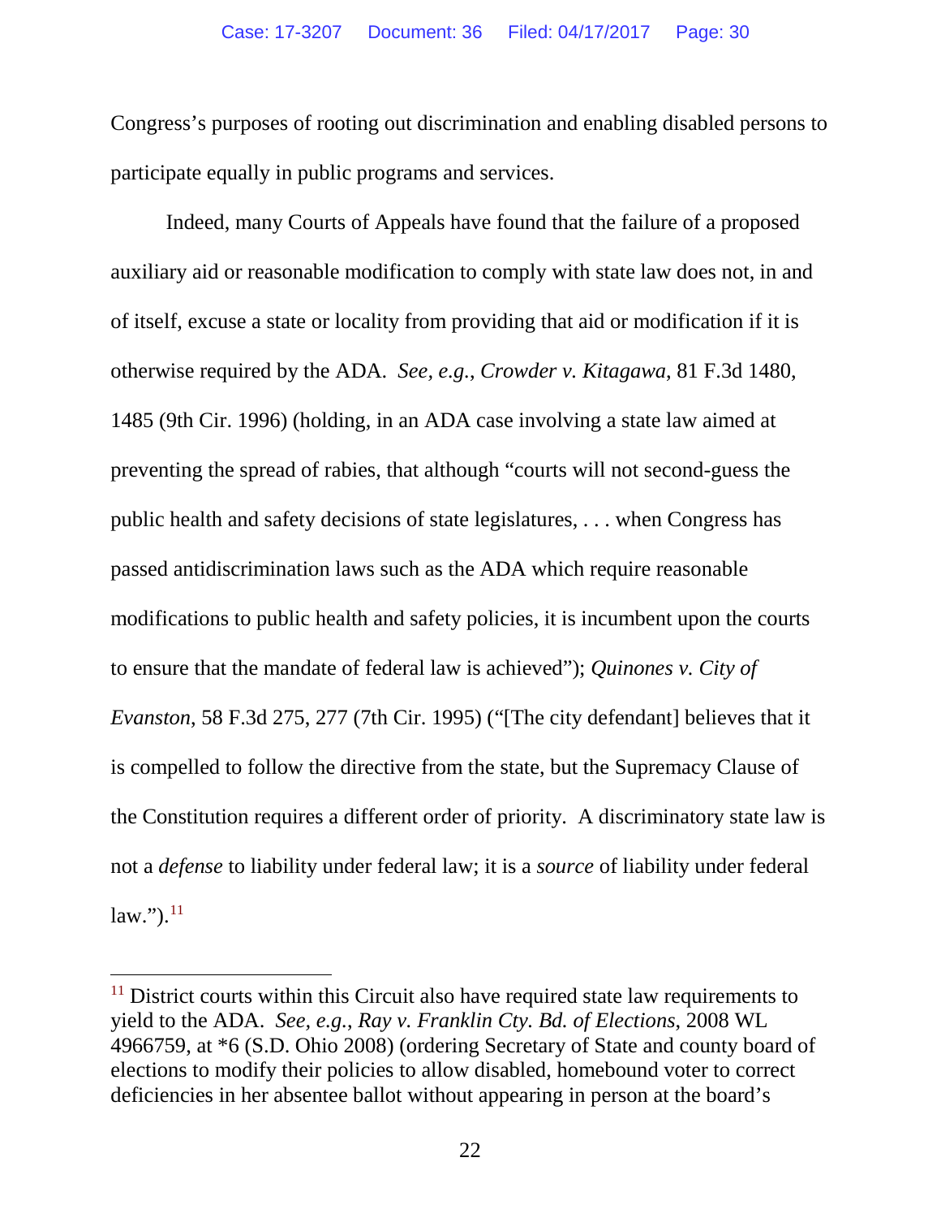Congress's purposes of rooting out discrimination and enabling disabled persons to participate equally in public programs and services.

Indeed, many Courts of Appeals have found that the failure of a proposed auxiliary aid or reasonable modification to comply with state law does not, in and of itself, excuse a state or locality from providing that aid or modification if it is otherwise required by the ADA. *See, e.g.*, *Crowder v. Kitagawa*, 81 F.3d 1480, 1485 (9th Cir. 1996) (holding, in an ADA case involving a state law aimed at preventing the spread of rabies, that although "courts will not second-guess the public health and safety decisions of state legislatures, . . . when Congress has passed antidiscrimination laws such as the ADA which require reasonable modifications to public health and safety policies, it is incumbent upon the courts to ensure that the mandate of federal law is achieved"); *Quinones v. City of Evanston*, 58 F.3d 275, 277 (7th Cir. 1995) ("[The city defendant] believes that it is compelled to follow the directive from the state, but the Supremacy Clause of the Constitution requires a different order of priority. A discriminatory state law is not a *defense* to liability under federal law; it is a *source* of liability under federal law.").[11]

[11] District courts within this Circuit also have required state law requirements to yield to the ADA. *See, e.g.*, *Ray v. Franklin Cty. Bd. of Elections*, 2008 WL 4966759, at *6 (S.D. Ohio 2008) (ordering Secretary of State and county board of elections to modify their policies to allow disabled, homebound voter to correct deficiencies in her absentee ballot without appearing in person at the board's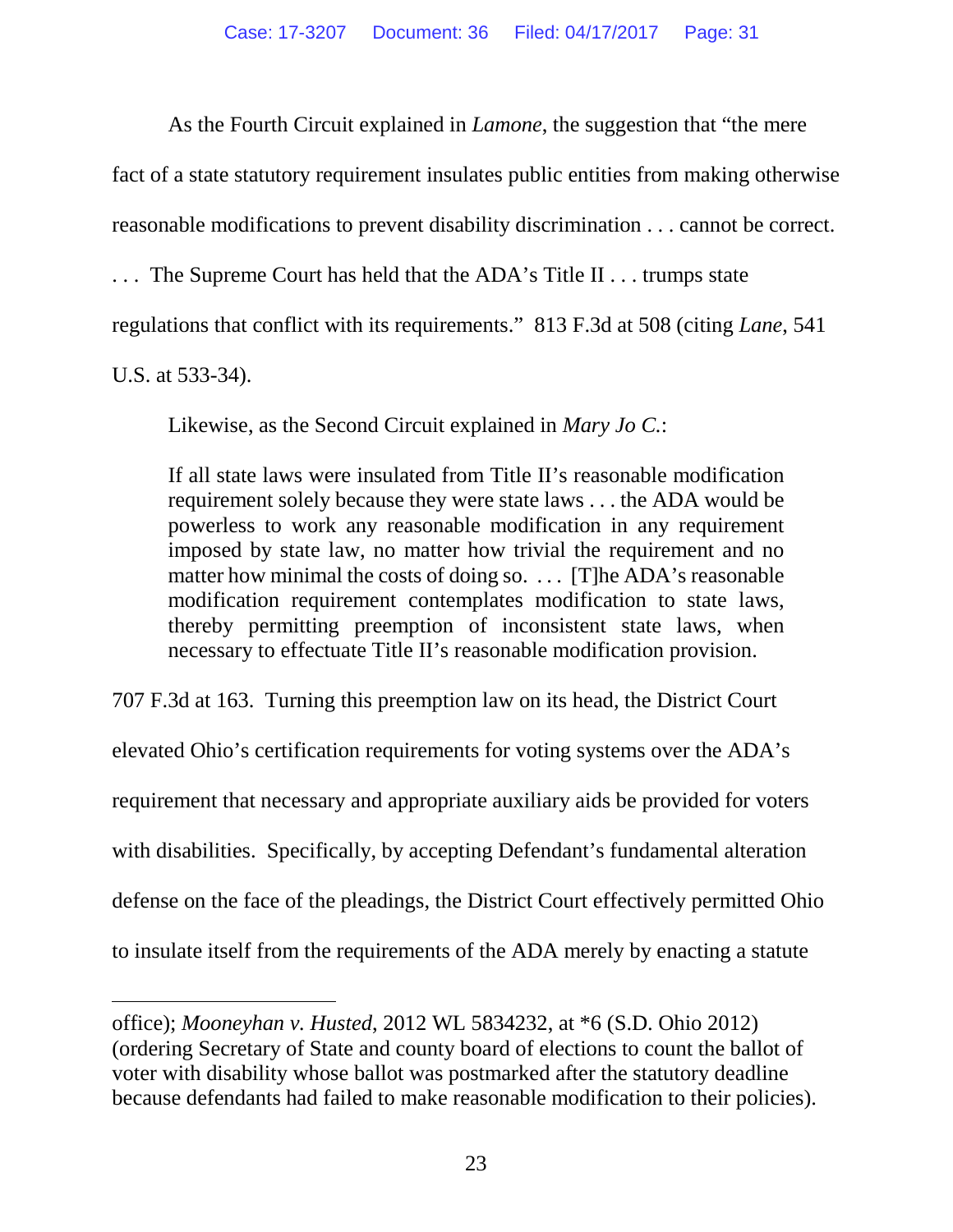As the Fourth Circuit explained in *Lamone*, the suggestion that "the mere fact of a state statutory requirement insulates public entities from making otherwise reasonable modifications to prevent disability discrimination . . . cannot be correct. . . . The Supreme Court has held that the ADA's Title II . . . trumps state regulations that conflict with its requirements." 813 F.3d at 508 (citing *Lane*, 541 U.S. at 533-34).

Likewise, as the Second Circuit explained in *Mary Jo C.*:

> If all state laws were insulated from Title II's reasonable modification requirement solely because they were state laws . . . the ADA would be powerless to work any reasonable modification in any requirement imposed by state law, no matter how trivial the requirement and no matter how minimal the costs of doing so. . . . [T]he ADA's reasonable modification requirement contemplates modification to state laws, thereby permitting preemption of inconsistent state laws, when necessary to effectuate Title II's reasonable modification provision.

707 F.3d at 163. Turning this preemption law on its head, the District Court elevated Ohio's certification requirements for voting systems over the ADA's requirement that necessary and appropriate auxiliary aids be provided for voters with disabilities. Specifically, by accepting Defendant's fundamental alteration defense on the face of the pleadings, the District Court effectively permitted Ohio to insulate itself from the requirements of the ADA merely by enacting a statute

---

office); *Mooneyhan v. Husted*, 2012 WL 5834232, at *6 (S.D. Ohio 2012) (ordering Secretary of State and county board of elections to count the ballot of voter with disability whose ballot was postmarked after the statutory deadline because defendants had failed to make reasonable modification to their policies).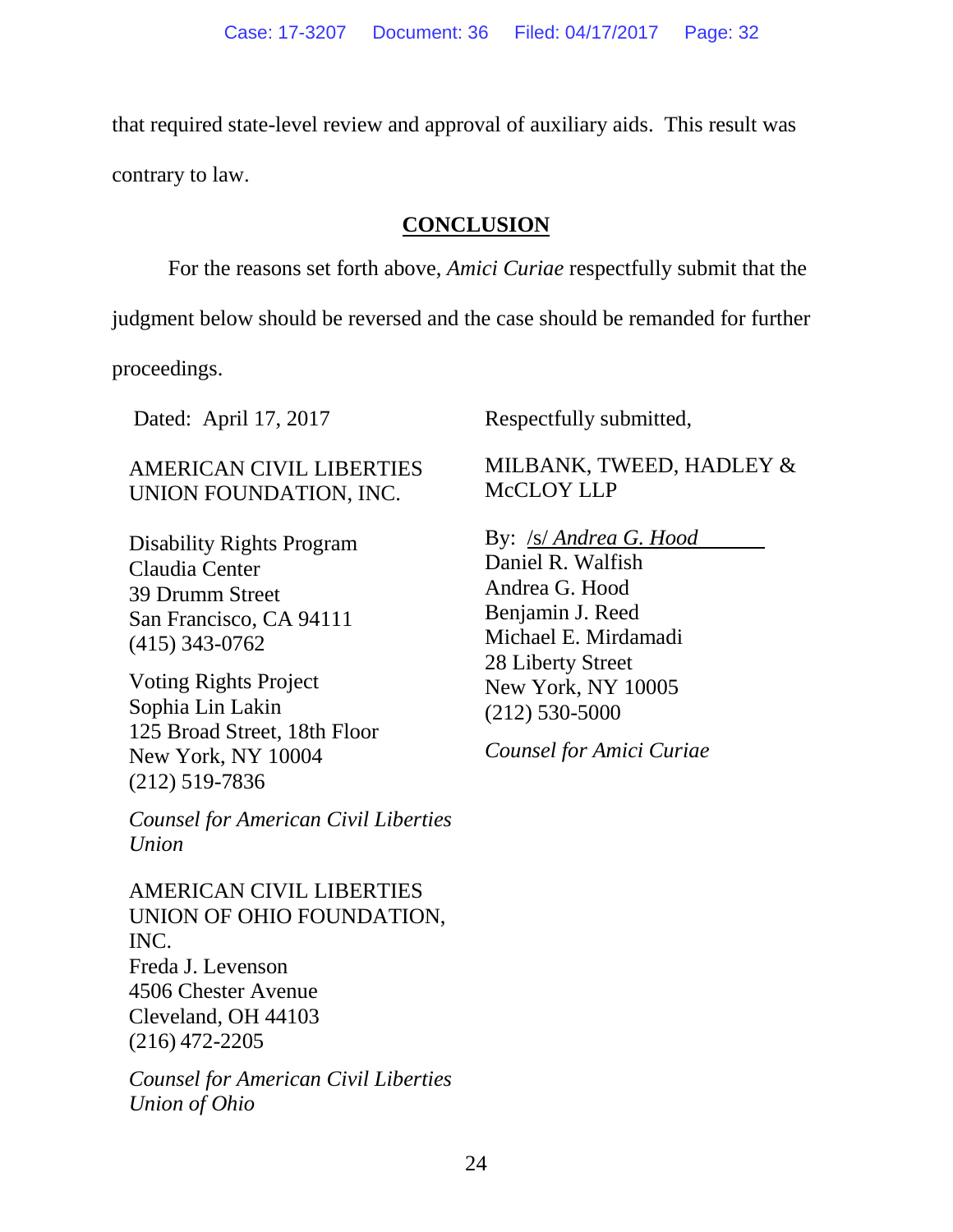that required state-level review and approval of auxiliary aids. This result was contrary to law.

## CONCLUSION

For the reasons set forth above, *Amici Curiae* respectfully submit that the judgment below should be reversed and the case should be remanded for further proceedings.

Dated: April 17, 2017

Respectfully submitted,

MILBANK, TWEED, HADLEY & McCLOY LLP

By: /s/ *Andrea G. Hood*
Daniel R. Walfish
Andrea G. Hood
Benjamin J. Reed
Michael E. Mirdamadi
28 Liberty Street
New York, NY 10005
(212) 530-5000

*Counsel for Amici Curiae*

AMERICAN CIVIL LIBERTIES UNION FOUNDATION, INC.

Disability Rights Program
Claudia Center
39 Drumm Street
San Francisco, CA 94111
(415) 343-0762

Voting Rights Project
Sophia Lin Lakin
125 Broad Street, 18th Floor
New York, NY 10004
(212) 519-7836

*Counsel for American Civil Liberties Union*

AMERICAN CIVIL LIBERTIES UNION OF OHIO FOUNDATION, INC.
Freda J. Levenson
4506 Chester Avenue
Cleveland, OH 44103
(216) 472-2205

*Counsel for American Civil Liberties Union of Ohio*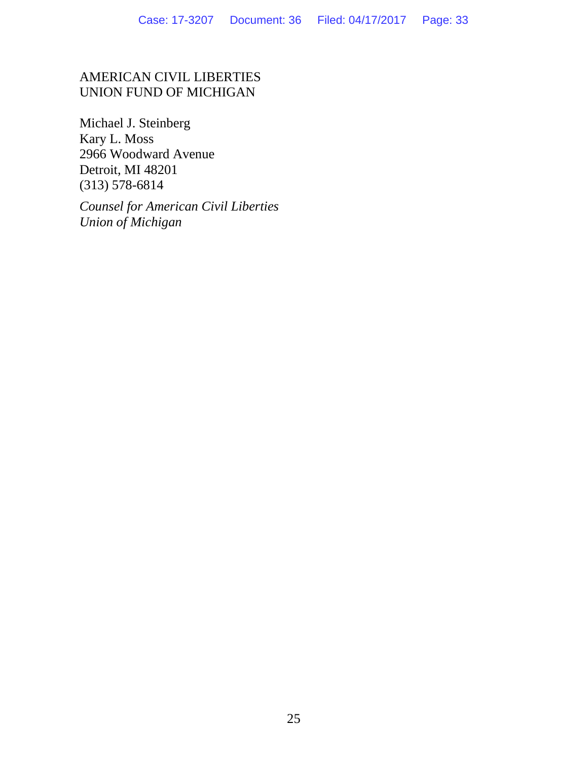AMERICAN CIVIL LIBERTIES
UNION FUND OF MICHIGAN

Michael J. Steinberg
Kary L. Moss
2966 Woodward Avenue
Detroit, MI 48201
(313) 578-6814

*Counsel for American Civil Liberties Union of Michigan*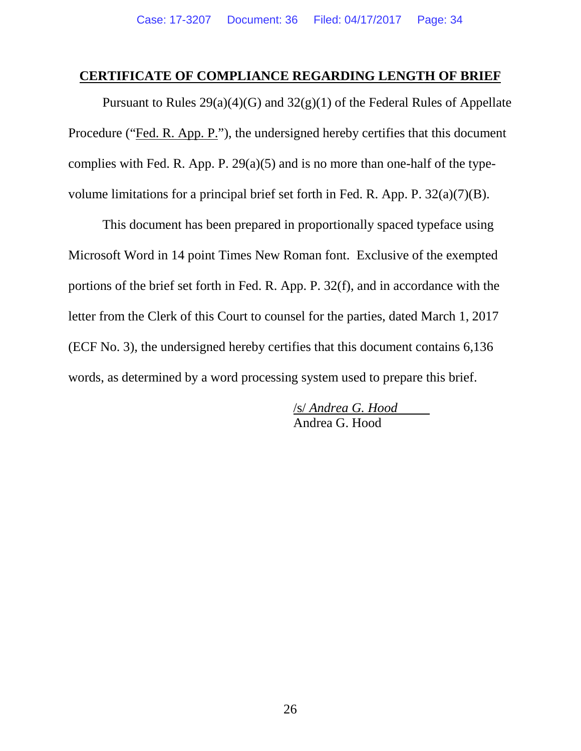## **CERTIFICATE OF COMPLIANCE REGARDING LENGTH OF BRIEF**

Pursuant to Rules 29(a)(4)(G) and 32(g)(1) of the Federal Rules of Appellate Procedure ("Fed. R. App. P."), the undersigned hereby certifies that this document complies with Fed. R. App. P. 29(a)(5) and is no more than one-half of the type-volume limitations for a principal brief set forth in Fed. R. App. P. 32(a)(7)(B).

This document has been prepared in proportionally spaced typeface using Microsoft Word in 14 point Times New Roman font. Exclusive of the exempted portions of the brief set forth in Fed. R. App. P. 32(f), and in accordance with the letter from the Clerk of this Court to counsel for the parties, dated March 1, 2017 (ECF No. 3), the undersigned hereby certifies that this document contains 6,136 words, as determined by a word processing system used to prepare this brief.

/s/ *Andrea G. Hood*
Andrea G. Hood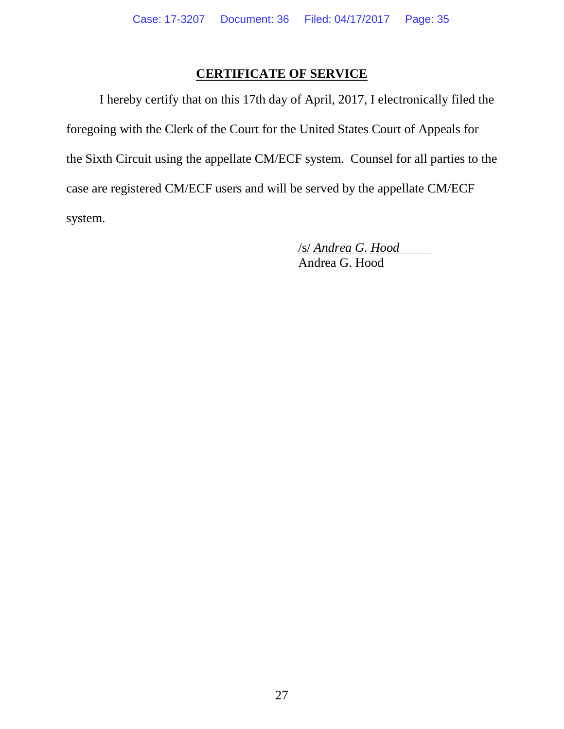## CERTIFICATE OF SERVICE

I hereby certify that on this 17th day of April, 2017, I electronically filed the foregoing with the Clerk of the Court for the United States Court of Appeals for the Sixth Circuit using the appellate CM/ECF system. Counsel for all parties to the case are registered CM/ECF users and will be served by the appellate CM/ECF system.

/s/ *Andrea G. Hood*
Andrea G. Hood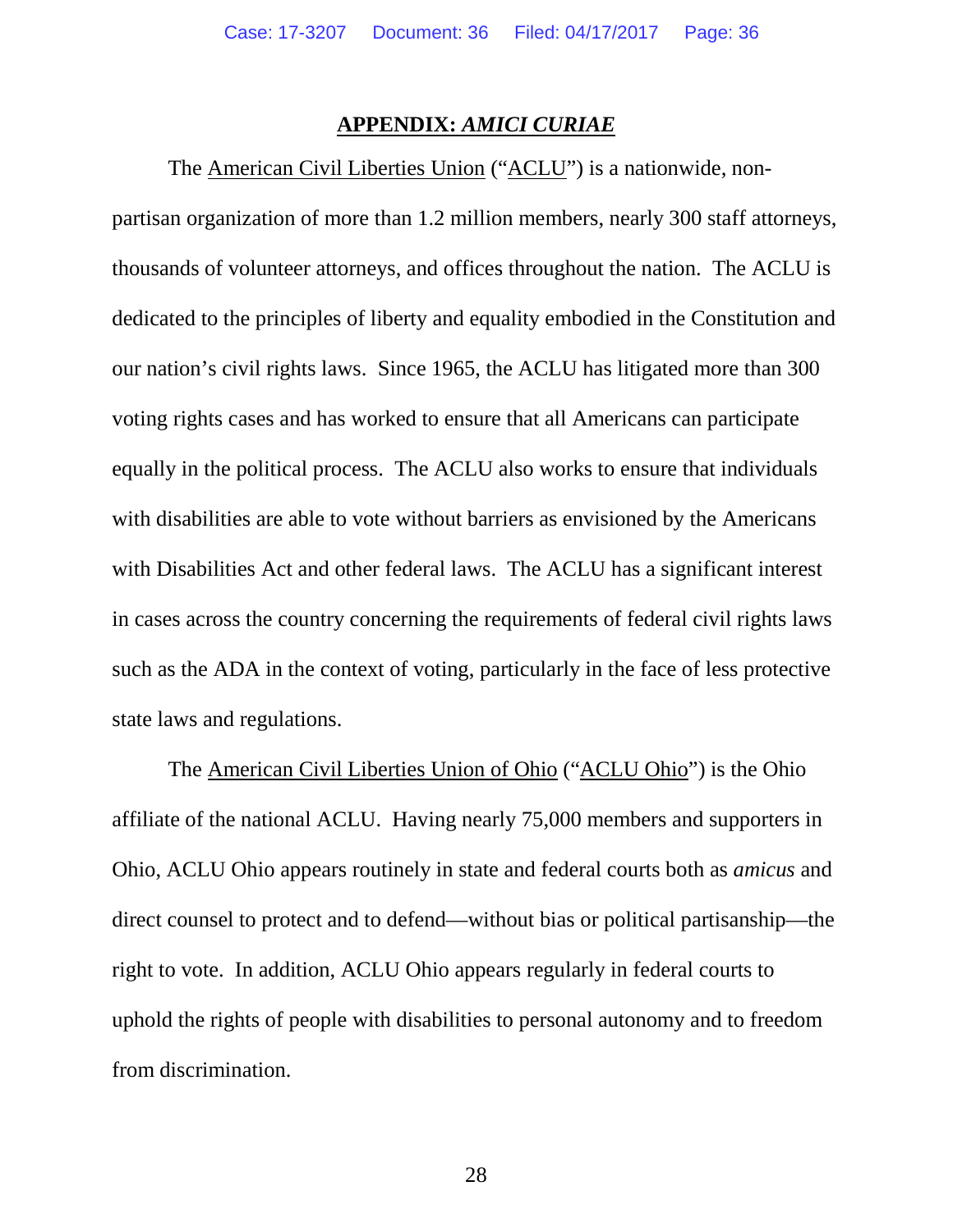## APPENDIX: *AMICI CURIAE*

The American Civil Liberties Union ("ACLU") is a nationwide, non-partisan organization of more than 1.2 million members, nearly 300 staff attorneys, thousands of volunteer attorneys, and offices throughout the nation. The ACLU is dedicated to the principles of liberty and equality embodied in the Constitution and our nation's civil rights laws. Since 1965, the ACLU has litigated more than 300 voting rights cases and has worked to ensure that all Americans can participate equally in the political process. The ACLU also works to ensure that individuals with disabilities are able to vote without barriers as envisioned by the Americans with Disabilities Act and other federal laws. The ACLU has a significant interest in cases across the country concerning the requirements of federal civil rights laws such as the ADA in the context of voting, particularly in the face of less protective state laws and regulations.

The American Civil Liberties Union of Ohio ("ACLU Ohio") is the Ohio affiliate of the national ACLU. Having nearly 75,000 members and supporters in Ohio, ACLU Ohio appears routinely in state and federal courts both as *amicus* and direct counsel to protect and to defend—without bias or political partisanship—the right to vote. In addition, ACLU Ohio appears regularly in federal courts to uphold the rights of people with disabilities to personal autonomy and to freedom from discrimination.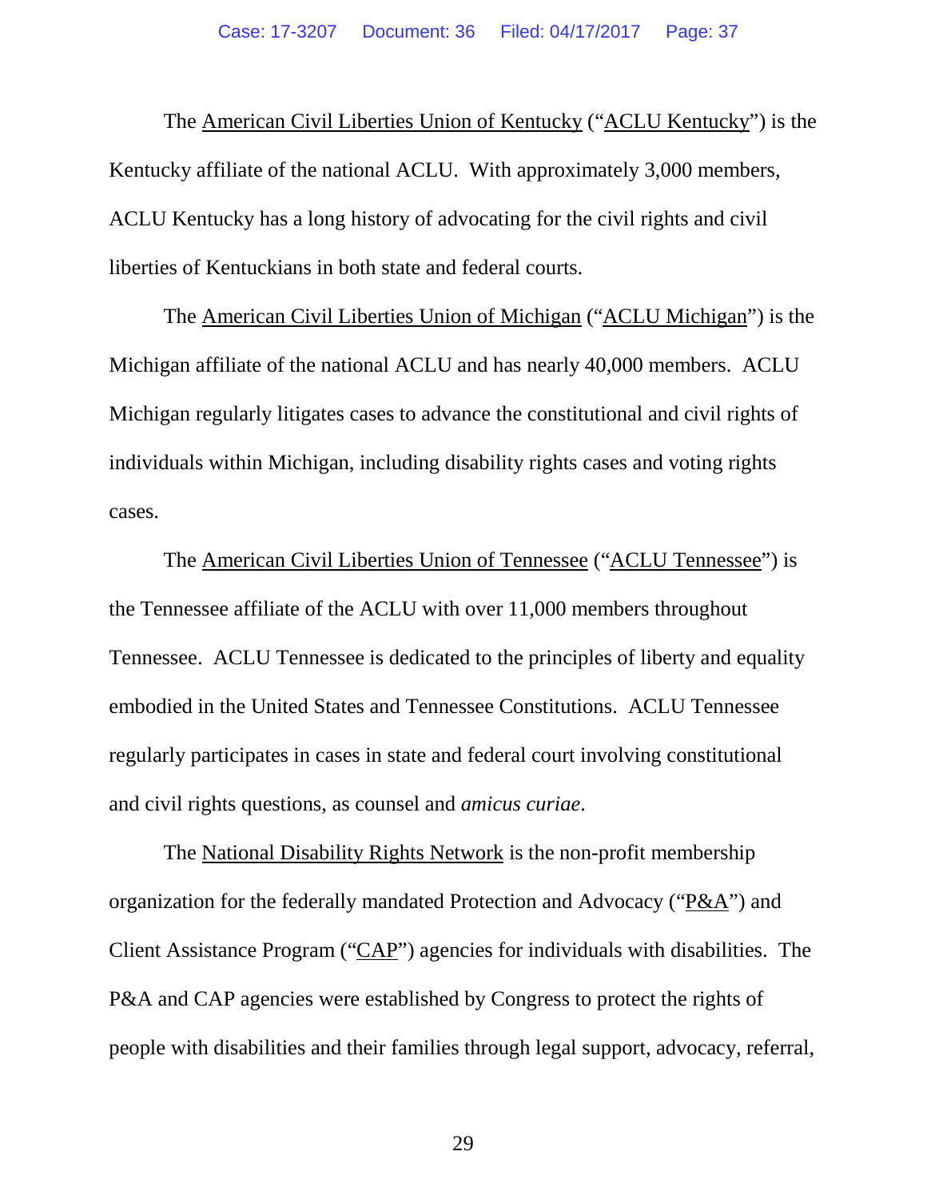The American Civil Liberties Union of Kentucky ("ACLU Kentucky") is the Kentucky affiliate of the national ACLU. With approximately 3,000 members, ACLU Kentucky has a long history of advocating for the civil rights and civil liberties of Kentuckians in both state and federal courts.

The American Civil Liberties Union of Michigan ("ACLU Michigan") is the Michigan affiliate of the national ACLU and has nearly 40,000 members. ACLU Michigan regularly litigates cases to advance the constitutional and civil rights of individuals within Michigan, including disability rights cases and voting rights cases.

The American Civil Liberties Union of Tennessee ("ACLU Tennessee") is the Tennessee affiliate of the ACLU with over 11,000 members throughout Tennessee. ACLU Tennessee is dedicated to the principles of liberty and equality embodied in the United States and Tennessee Constitutions. ACLU Tennessee regularly participates in cases in state and federal court involving constitutional and civil rights questions, as counsel and *amicus curiae*.

The National Disability Rights Network is the non-profit membership organization for the federally mandated Protection and Advocacy ("P&A") and Client Assistance Program ("CAP") agencies for individuals with disabilities. The P&A and CAP agencies were established by Congress to protect the rights of people with disabilities and their families through legal support, advocacy, referral,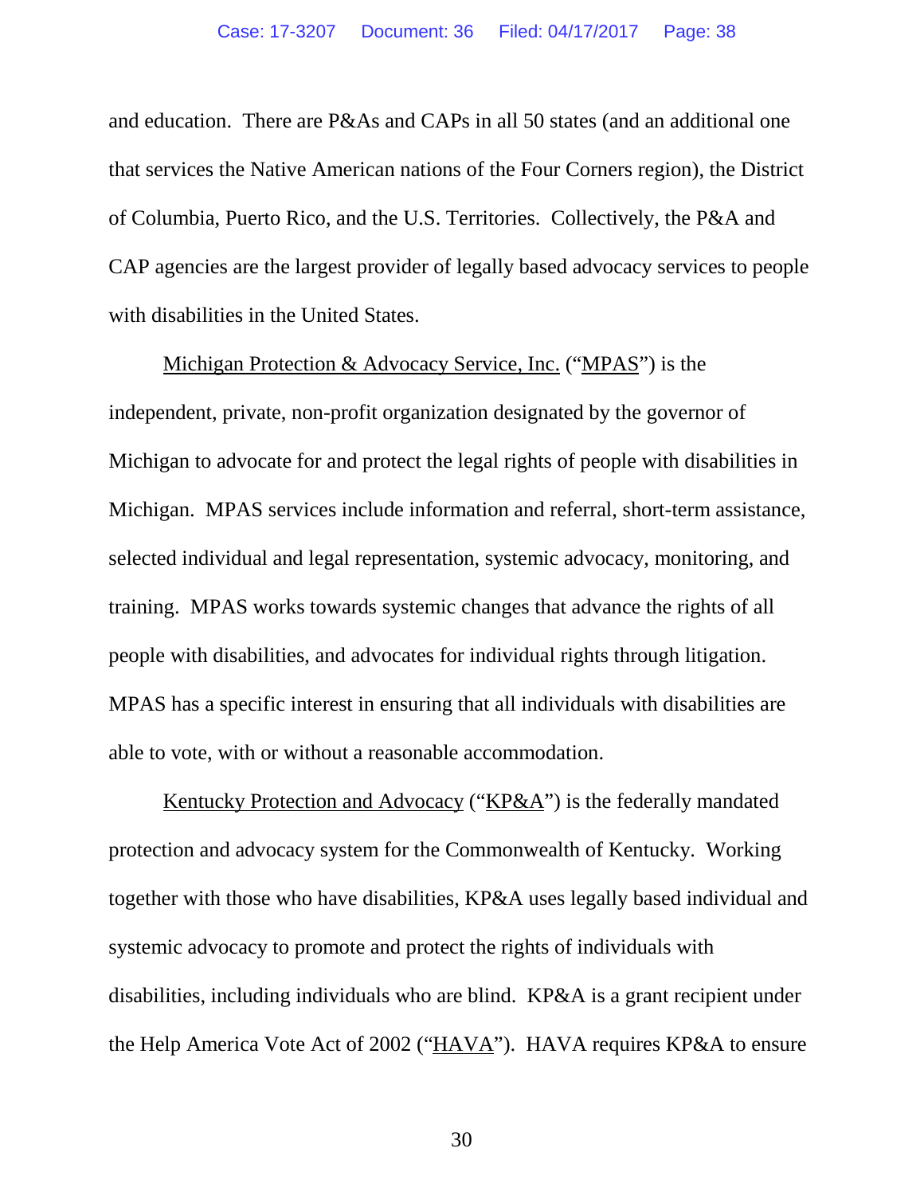and education. There are P&As and CAPs in all 50 states (and an additional one that services the Native American nations of the Four Corners region), the District of Columbia, Puerto Rico, and the U.S. Territories. Collectively, the P&A and CAP agencies are the largest provider of legally based advocacy services to people with disabilities in the United States.

<u>Michigan Protection & Advocacy Service, Inc.</u> ("<u>MPAS</u>") is the independent, private, non-profit organization designated by the governor of Michigan to advocate for and protect the legal rights of people with disabilities in Michigan. MPAS services include information and referral, short-term assistance, selected individual and legal representation, systemic advocacy, monitoring, and training. MPAS works towards systemic changes that advance the rights of all people with disabilities, and advocates for individual rights through litigation. MPAS has a specific interest in ensuring that all individuals with disabilities are able to vote, with or without a reasonable accommodation.

<u>Kentucky Protection and Advocacy</u> ("<u>KP&A</u>") is the federally mandated protection and advocacy system for the Commonwealth of Kentucky. Working together with those who have disabilities, KP&A uses legally based individual and systemic advocacy to promote and protect the rights of individuals with disabilities, including individuals who are blind. KP&A is a grant recipient under the Help America Vote Act of 2002 ("<u>HAVA</u>"). HAVA requires KP&A to ensure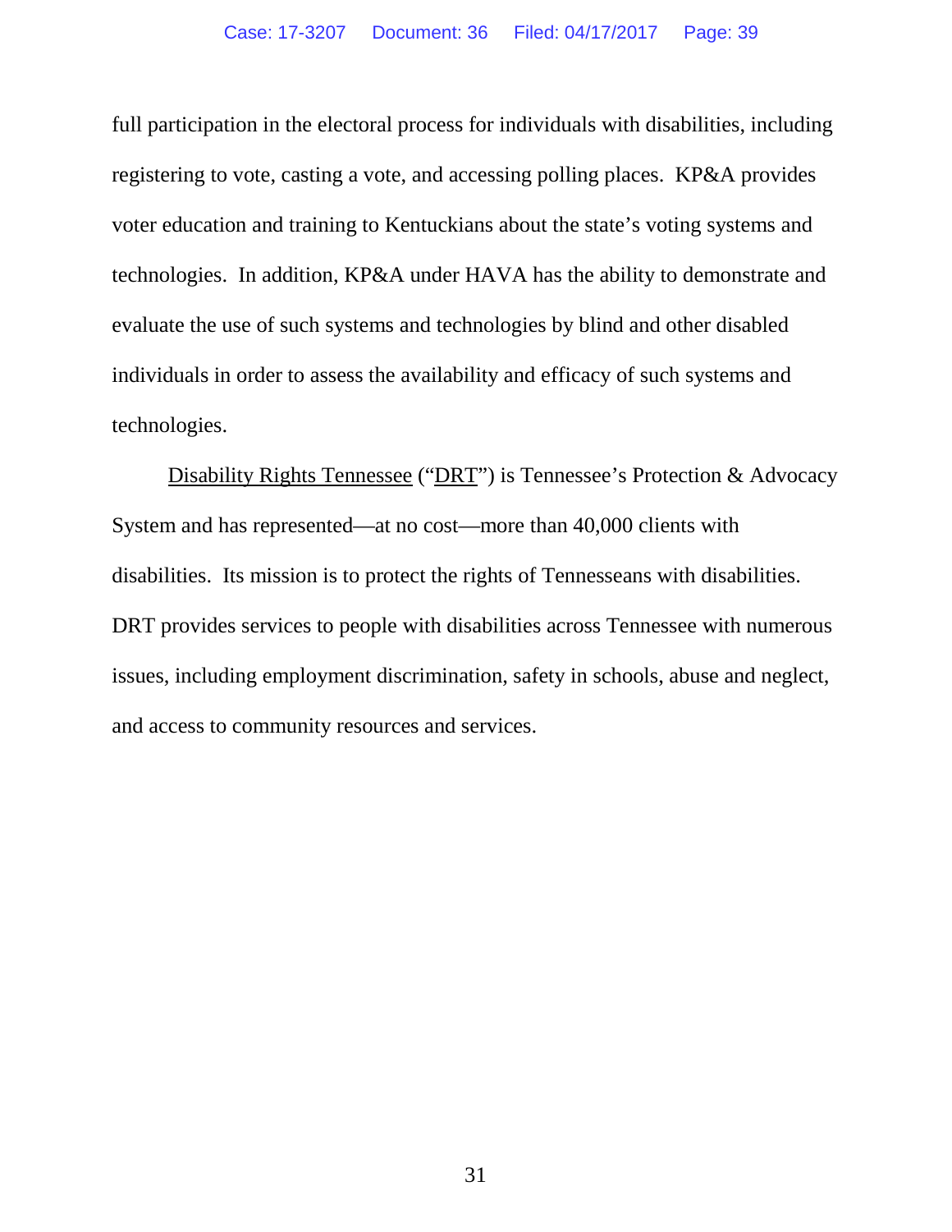full participation in the electoral process for individuals with disabilities, including registering to vote, casting a vote, and accessing polling places. KP&A provides voter education and training to Kentuckians about the state's voting systems and technologies. In addition, KP&A under HAVA has the ability to demonstrate and evaluate the use of such systems and technologies by blind and other disabled individuals in order to assess the availability and efficacy of such systems and technologies.

<u>Disability Rights Tennessee</u> ("<u>DRT</u>") is Tennessee's Protection & Advocacy System and has represented—at no cost—more than 40,000 clients with disabilities. Its mission is to protect the rights of Tennesseans with disabilities. DRT provides services to people with disabilities across Tennessee with numerous issues, including employment discrimination, safety in schools, abuse and neglect, and access to community resources and services.